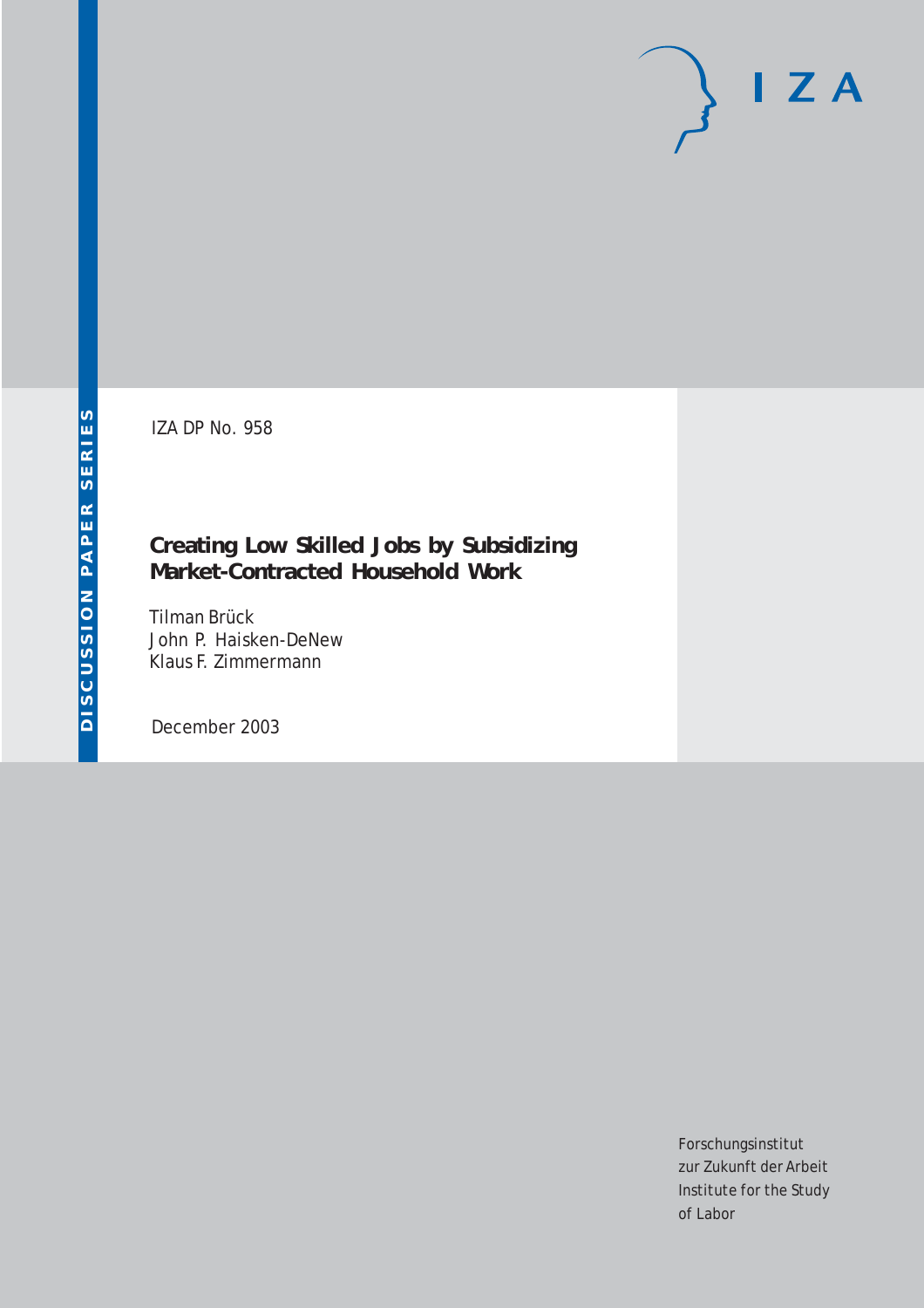DISCUSSION PAPER SERIES

IZA

IZA DP No. 958

# Creating Low Skilled Jobs by Subsidizing Market-Contracted Household Work

Tilman Brück
John P. Haisken-DeNew
Klaus F. Zimmermann

December 2003

Forschungsinstitut
zur Zukunft der Arbeit
Institute for the Study
of Labor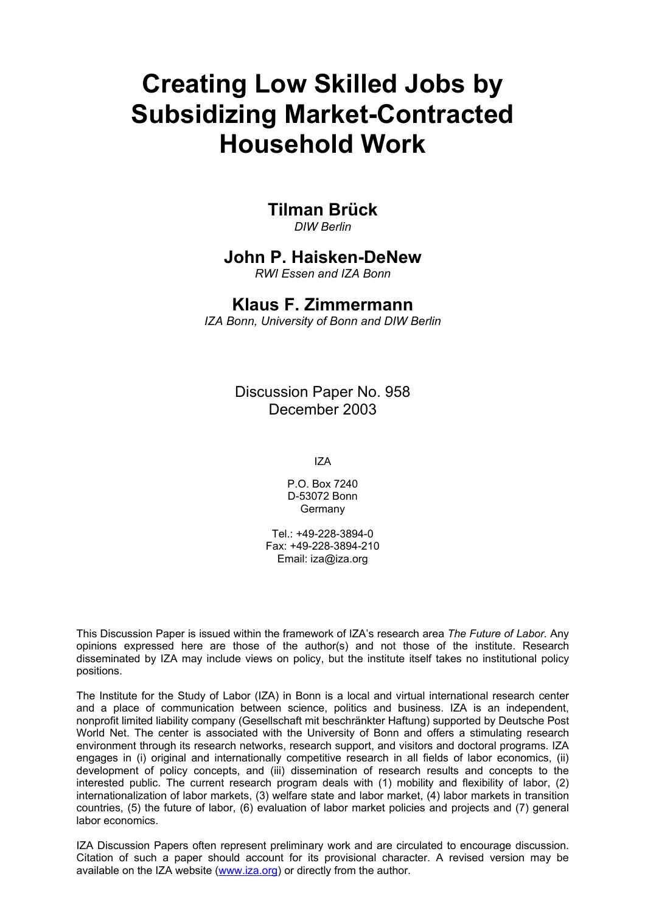# Creating Low Skilled Jobs by Subsidizing Market-Contracted Household Work

## Tilman Brück

*DIW Berlin*

## John P. Haisken-DeNew

*RWI Essen and IZA Bonn*

## Klaus F. Zimmermann

*IZA Bonn, University of Bonn and DIW Berlin*

Discussion Paper No. 958
December 2003

IZA

P.O. Box 7240
D-53072 Bonn
Germany

Tel.: +49-228-3894-0
Fax: +49-228-3894-210
Email: iza@iza.org

This Discussion Paper is issued within the framework of IZA's research area *The Future of Labor.* Any opinions expressed here are those of the author(s) and not those of the institute. Research disseminated by IZA may include views on policy, but the institute itself takes no institutional policy positions.

The Institute for the Study of Labor (IZA) in Bonn is a local and virtual international research center and a place of communication between science, politics and business. IZA is an independent, nonprofit limited liability company (Gesellschaft mit beschränkter Haftung) supported by Deutsche Post World Net. The center is associated with the University of Bonn and offers a stimulating research environment through its research networks, research support, and visitors and doctoral programs. IZA engages in (i) original and internationally competitive research in all fields of labor economics, (ii) development of policy concepts, and (iii) dissemination of research results and concepts to the interested public. The current research program deals with (1) mobility and flexibility of labor, (2) internationalization of labor markets, (3) welfare state and labor market, (4) labor markets in transition countries, (5) the future of labor, (6) evaluation of labor market policies and projects and (7) general labor economics.

IZA Discussion Papers often represent preliminary work and are circulated to encourage discussion. Citation of such a paper should account for its provisional character. A revised version may be available on the IZA website (www.iza.org) or directly from the author.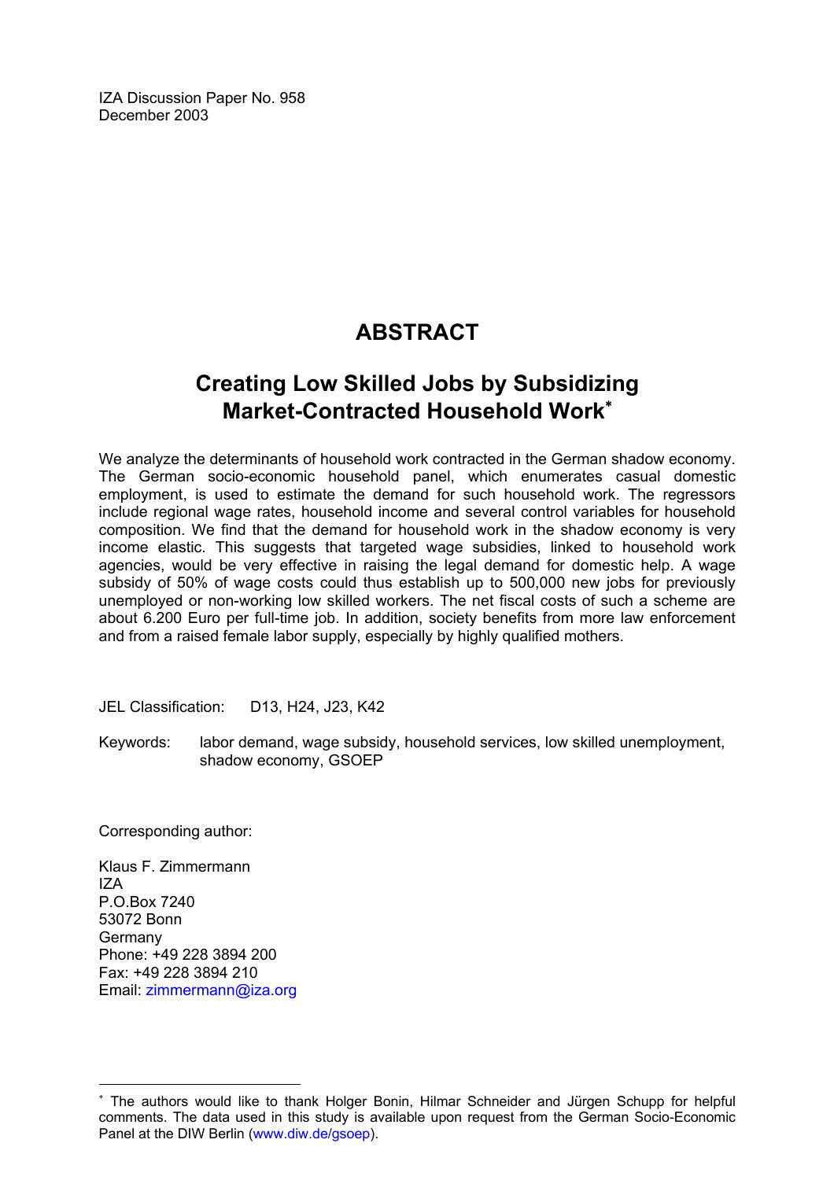IZA Discussion Paper No. 958
December 2003

# ABSTRACT

## Creating Low Skilled Jobs by Subsidizing Market-Contracted Household Work[*]

We analyze the determinants of household work contracted in the German shadow economy. The German socio-economic household panel, which enumerates casual domestic employment, is used to estimate the demand for such household work. The regressors include regional wage rates, household income and several control variables for household composition. We find that the demand for household work in the shadow economy is very income elastic. This suggests that targeted wage subsidies, linked to household work agencies, would be very effective in raising the legal demand for domestic help. A wage subsidy of 50% of wage costs could thus establish up to 500,000 new jobs for previously unemployed or non-working low skilled workers. The net fiscal costs of such a scheme are about 6.200 Euro per full-time job. In addition, society benefits from more law enforcement and from a raised female labor supply, especially by highly qualified mothers.

JEL Classification: D13, H24, J23, K42

Keywords: labor demand, wage subsidy, household services, low skilled unemployment, shadow economy, GSOEP

Corresponding author:

Klaus F. Zimmermann
IZA
P.O.Box 7240
53072 Bonn
Germany
Phone: +49 228 3894 200
Fax: +49 228 3894 210
Email: zimmermann@iza.org

[*] The authors would like to thank Holger Bonin, Hilmar Schneider and Jürgen Schupp for helpful comments. The data used in this study is available upon request from the German Socio-Economic Panel at the DIW Berlin (www.diw.de/gsoep).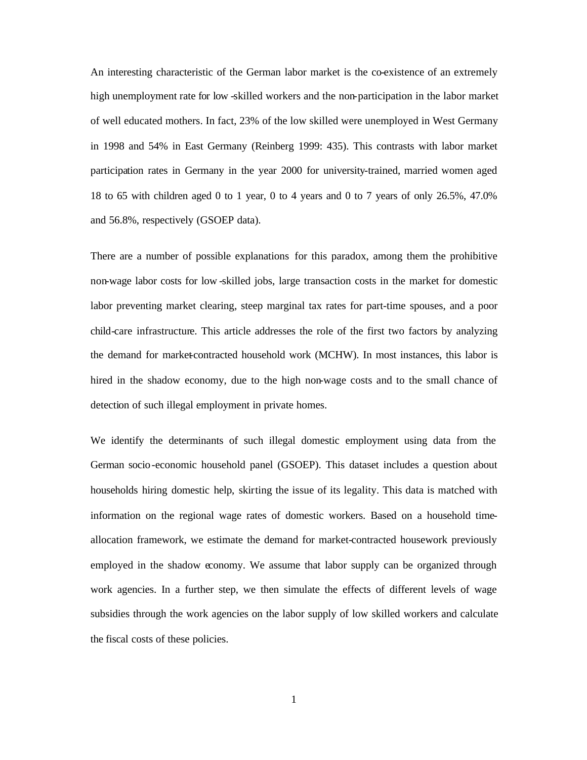An interesting characteristic of the German labor market is the co-existence of an extremely high unemployment rate for low-skilled workers and the non-participation in the labor market of well educated mothers. In fact, 23% of the low skilled were unemployed in West Germany in 1998 and 54% in East Germany (Reinberg 1999: 435). This contrasts with labor market participation rates in Germany in the year 2000 for university-trained, married women aged 18 to 65 with children aged 0 to 1 year, 0 to 4 years and 0 to 7 years of only 26.5%, 47.0% and 56.8%, respectively (GSOEP data).

There are a number of possible explanations for this paradox, among them the prohibitive non-wage labor costs for low-skilled jobs, large transaction costs in the market for domestic labor preventing market clearing, steep marginal tax rates for part-time spouses, and a poor child-care infrastructure. This article addresses the role of the first two factors by analyzing the demand for market-contracted household work (MCHW). In most instances, this labor is hired in the shadow economy, due to the high non-wage costs and to the small chance of detection of such illegal employment in private homes.

We identify the determinants of such illegal domestic employment using data from the German socio-economic household panel (GSOEP). This dataset includes a question about households hiring domestic help, skirting the issue of its legality. This data is matched with information on the regional wage rates of domestic workers. Based on a household time-allocation framework, we estimate the demand for market-contracted housework previously employed in the shadow economy. We assume that labor supply can be organized through work agencies. In a further step, we then simulate the effects of different levels of wage subsidies through the work agencies on the labor supply of low skilled workers and calculate the fiscal costs of these policies.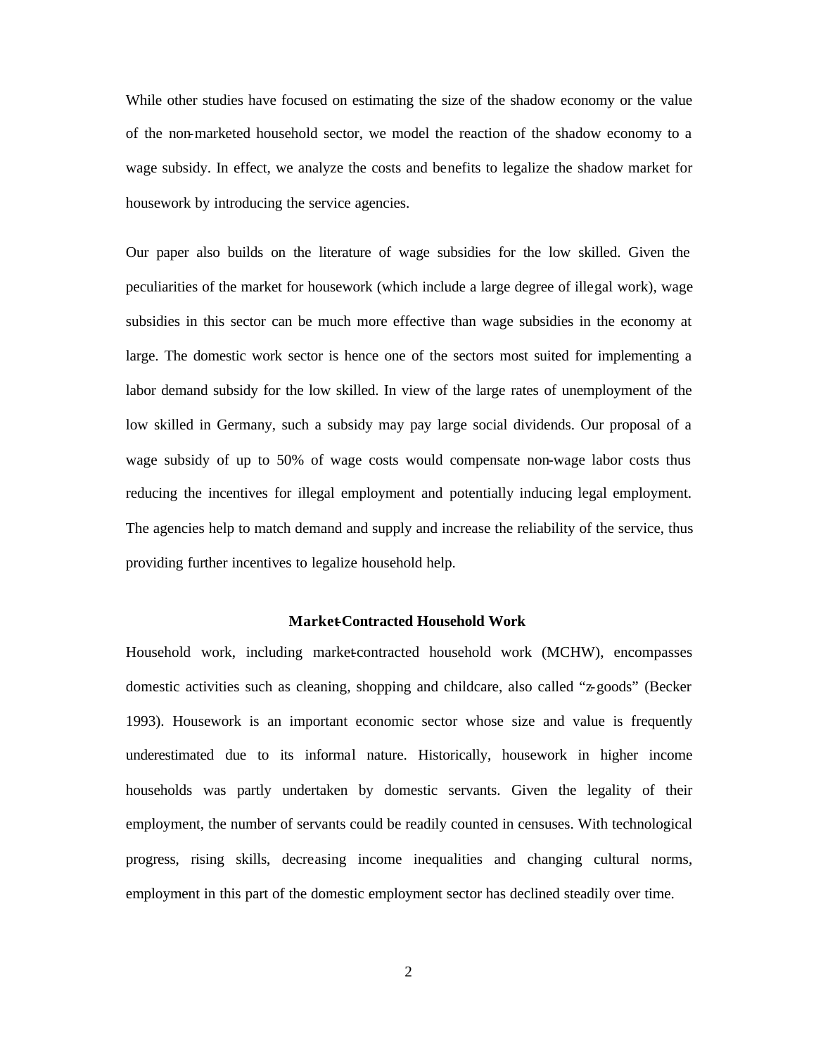While other studies have focused on estimating the size of the shadow economy or the value of the non-marketed household sector, we model the reaction of the shadow economy to a wage subsidy. In effect, we analyze the costs and benefits to legalize the shadow market for housework by introducing the service agencies.

Our paper also builds on the literature of wage subsidies for the low skilled. Given the peculiarities of the market for housework (which include a large degree of illegal work), wage subsidies in this sector can be much more effective than wage subsidies in the economy at large. The domestic work sector is hence one of the sectors most suited for implementing a labor demand subsidy for the low skilled. In view of the large rates of unemployment of the low skilled in Germany, such a subsidy may pay large social dividends. Our proposal of a wage subsidy of up to 50% of wage costs would compensate non-wage labor costs thus reducing the incentives for illegal employment and potentially inducing legal employment. The agencies help to match demand and supply and increase the reliability of the service, thus providing further incentives to legalize household help.

## Market-Contracted Household Work

Household work, including market-contracted household work (MCHW), encompasses domestic activities such as cleaning, shopping and childcare, also called "z-goods" (Becker 1993). Housework is an important economic sector whose size and value is frequently underestimated due to its informal nature. Historically, housework in higher income households was partly undertaken by domestic servants. Given the legality of their employment, the number of servants could be readily counted in censuses. With technological progress, rising skills, decreasing income inequalities and changing cultural norms, employment in this part of the domestic employment sector has declined steadily over time.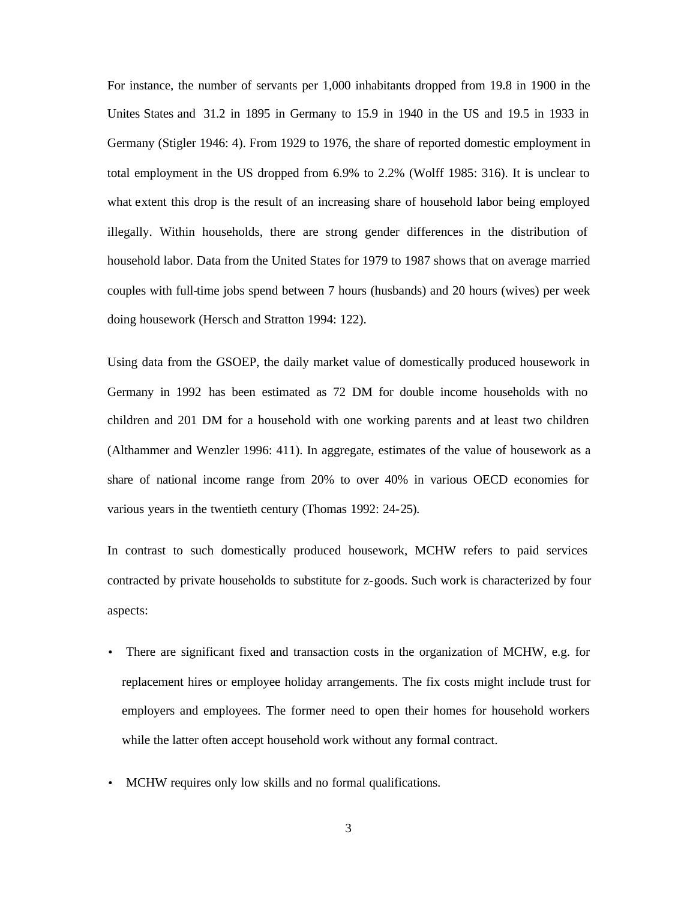For instance, the number of servants per 1,000 inhabitants dropped from 19.8 in 1900 in the Unites States and 31.2 in 1895 in Germany to 15.9 in 1940 in the US and 19.5 in 1933 in Germany (Stigler 1946: 4). From 1929 to 1976, the share of reported domestic employment in total employment in the US dropped from 6.9% to 2.2% (Wolff 1985: 316). It is unclear to what extent this drop is the result of an increasing share of household labor being employed illegally. Within households, there are strong gender differences in the distribution of household labor. Data from the United States for 1979 to 1987 shows that on average married couples with full-time jobs spend between 7 hours (husbands) and 20 hours (wives) per week doing housework (Hersch and Stratton 1994: 122).

Using data from the GSOEP, the daily market value of domestically produced housework in Germany in 1992 has been estimated as 72 DM for double income households with no children and 201 DM for a household with one working parents and at least two children (Althammer and Wenzler 1996: 411). In aggregate, estimates of the value of housework as a share of national income range from 20% to over 40% in various OECD economies for various years in the twentieth century (Thomas 1992: 24-25).

In contrast to such domestically produced housework, MCHW refers to paid services contracted by private households to substitute for z-goods. Such work is characterized by four aspects:

- There are significant fixed and transaction costs in the organization of MCHW, e.g. for replacement hires or employee holiday arrangements. The fix costs might include trust for employers and employees. The former need to open their homes for household workers while the latter often accept household work without any formal contract.

- MCHW requires only low skills and no formal qualifications.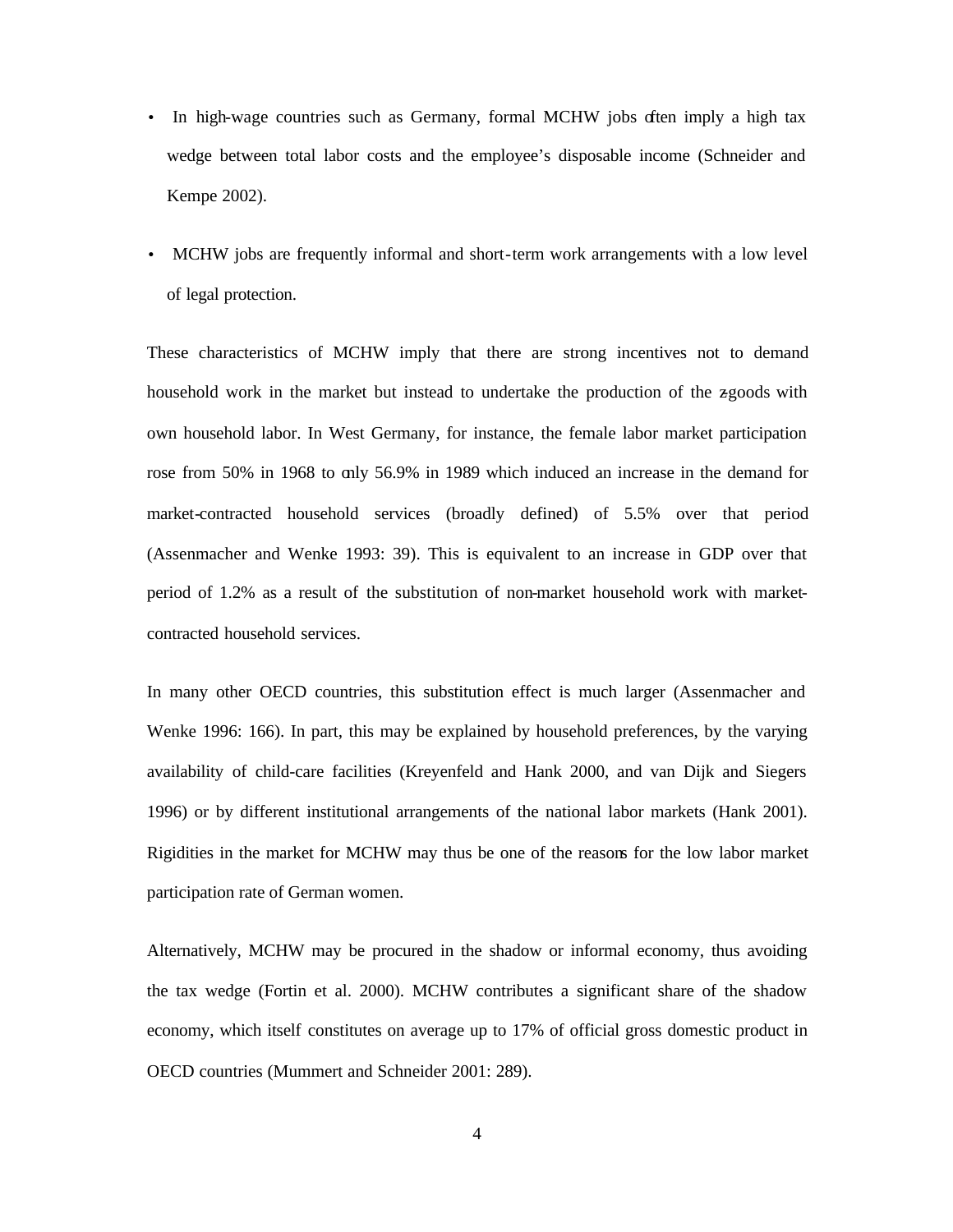- In high-wage countries such as Germany, formal MCHW jobs often imply a high tax wedge between total labor costs and the employee's disposable income (Schneider and Kempe 2002).
- MCHW jobs are frequently informal and short-term work arrangements with a low level of legal protection.

These characteristics of MCHW imply that there are strong incentives not to demand household work in the market but instead to undertake the production of the z-goods with own household labor. In West Germany, for instance, the female labor market participation rose from 50% in 1968 to only 56.9% in 1989 which induced an increase in the demand for market-contracted household services (broadly defined) of 5.5% over that period (Assenmacher and Wenke 1993: 39). This is equivalent to an increase in GDP over that period of 1.2% as a result of the substitution of non-market household work with market-contracted household services.

In many other OECD countries, this substitution effect is much larger (Assenmacher and Wenke 1996: 166). In part, this may be explained by household preferences, by the varying availability of child-care facilities (Kreyenfeld and Hank 2000, and van Dijk and Siegers 1996) or by different institutional arrangements of the national labor markets (Hank 2001). Rigidities in the market for MCHW may thus be one of the reasons for the low labor market participation rate of German women.

Alternatively, MCHW may be procured in the shadow or informal economy, thus avoiding the tax wedge (Fortin et al. 2000). MCHW contributes a significant share of the shadow economy, which itself constitutes on average up to 17% of official gross domestic product in OECD countries (Mummert and Schneider 2001: 289).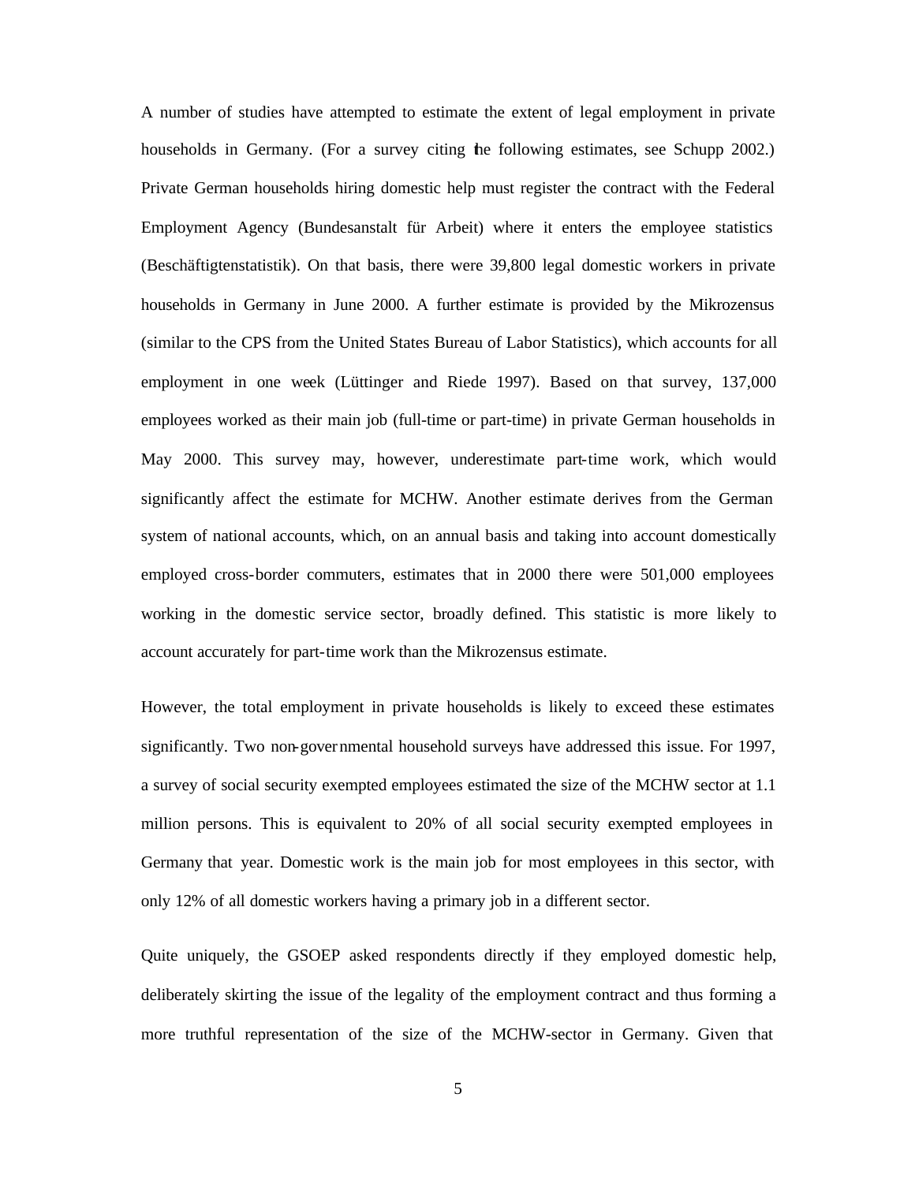A number of studies have attempted to estimate the extent of legal employment in private households in Germany. (For a survey citing the following estimates, see Schupp 2002.) Private German households hiring domestic help must register the contract with the Federal Employment Agency (Bundesanstalt für Arbeit) where it enters the employee statistics (Beschäftigtenstatistik). On that basis, there were 39,800 legal domestic workers in private households in Germany in June 2000. A further estimate is provided by the Mikrozensus (similar to the CPS from the United States Bureau of Labor Statistics), which accounts for all employment in one week (Lüttinger and Riede 1997). Based on that survey, 137,000 employees worked as their main job (full-time or part-time) in private German households in May 2000. This survey may, however, underestimate part-time work, which would significantly affect the estimate for MCHW. Another estimate derives from the German system of national accounts, which, on an annual basis and taking into account domestically employed cross-border commuters, estimates that in 2000 there were 501,000 employees working in the domestic service sector, broadly defined. This statistic is more likely to account accurately for part-time work than the Mikrozensus estimate.

However, the total employment in private households is likely to exceed these estimates significantly. Two non-governmental household surveys have addressed this issue. For 1997, a survey of social security exempted employees estimated the size of the MCHW sector at 1.1 million persons. This is equivalent to 20% of all social security exempted employees in Germany that year. Domestic work is the main job for most employees in this sector, with only 12% of all domestic workers having a primary job in a different sector.

Quite uniquely, the GSOEP asked respondents directly if they employed domestic help, deliberately skirting the issue of the legality of the employment contract and thus forming a more truthful representation of the size of the MCHW-sector in Germany. Given that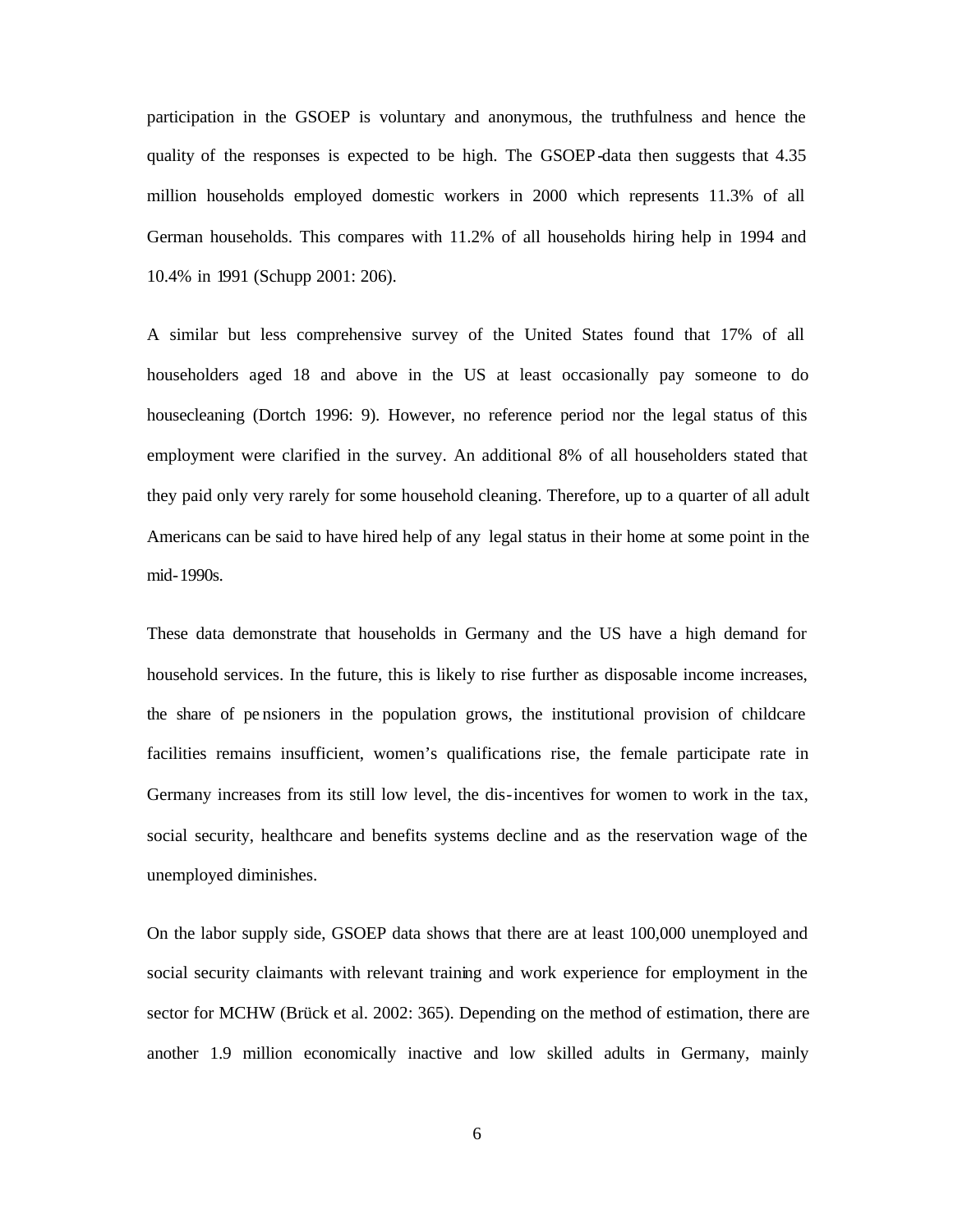participation in the GSOEP is voluntary and anonymous, the truthfulness and hence the quality of the responses is expected to be high. The GSOEP-data then suggests that 4.35 million households employed domestic workers in 2000 which represents 11.3% of all German households. This compares with 11.2% of all households hiring help in 1994 and 10.4% in 1991 (Schupp 2001: 206).

A similar but less comprehensive survey of the United States found that 17% of all householders aged 18 and above in the US at least occasionally pay someone to do housecleaning (Dortch 1996: 9). However, no reference period nor the legal status of this employment were clarified in the survey. An additional 8% of all householders stated that they paid only very rarely for some household cleaning. Therefore, up to a quarter of all adult Americans can be said to have hired help of any legal status in their home at some point in the mid-1990s.

These data demonstrate that households in Germany and the US have a high demand for household services. In the future, this is likely to rise further as disposable income increases, the share of pensioners in the population grows, the institutional provision of childcare facilities remains insufficient, women's qualifications rise, the female participate rate in Germany increases from its still low level, the dis-incentives for women to work in the tax, social security, healthcare and benefits systems decline and as the reservation wage of the unemployed diminishes.

On the labor supply side, GSOEP data shows that there are at least 100,000 unemployed and social security claimants with relevant training and work experience for employment in the sector for MCHW (Brück et al. 2002: 365). Depending on the method of estimation, there are another 1.9 million economically inactive and low skilled adults in Germany, mainly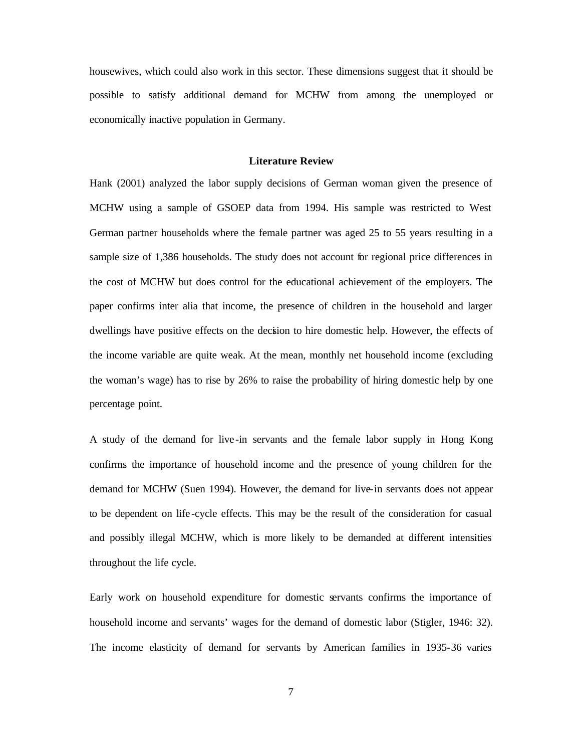housewives, which could also work in this sector. These dimensions suggest that it should be possible to satisfy additional demand for MCHW from among the unemployed or economically inactive population in Germany.

## Literature Review

Hank (2001) analyzed the labor supply decisions of German woman given the presence of MCHW using a sample of GSOEP data from 1994. His sample was restricted to West German partner households where the female partner was aged 25 to 55 years resulting in a sample size of 1,386 households. The study does not account for regional price differences in the cost of MCHW but does control for the educational achievement of the employers. The paper confirms inter alia that income, the presence of children in the household and larger dwellings have positive effects on the decision to hire domestic help. However, the effects of the income variable are quite weak. At the mean, monthly net household income (excluding the woman's wage) has to rise by 26% to raise the probability of hiring domestic help by one percentage point.

A study of the demand for live-in servants and the female labor supply in Hong Kong confirms the importance of household income and the presence of young children for the demand for MCHW (Suen 1994). However, the demand for live-in servants does not appear to be dependent on life-cycle effects. This may be the result of the consideration for casual and possibly illegal MCHW, which is more likely to be demanded at different intensities throughout the life cycle.

Early work on household expenditure for domestic servants confirms the importance of household income and servants' wages for the demand of domestic labor (Stigler, 1946: 32). The income elasticity of demand for servants by American families in 1935-36 varies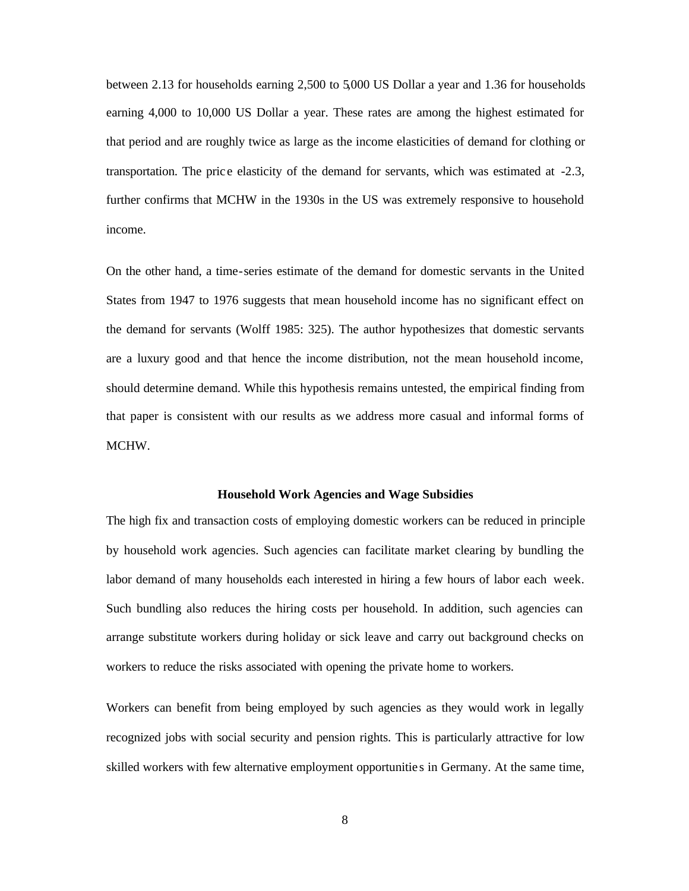between 2.13 for households earning 2,500 to 5,000 US Dollar a year and 1.36 for households earning 4,000 to 10,000 US Dollar a year. These rates are among the highest estimated for that period and are roughly twice as large as the income elasticities of demand for clothing or transportation. The price elasticity of the demand for servants, which was estimated at -2.3, further confirms that MCHW in the 1930s in the US was extremely responsive to household income.

On the other hand, a time-series estimate of the demand for domestic servants in the United States from 1947 to 1976 suggests that mean household income has no significant effect on the demand for servants (Wolff 1985: 325). The author hypothesizes that domestic servants are a luxury good and that hence the income distribution, not the mean household income, should determine demand. While this hypothesis remains untested, the empirical finding from that paper is consistent with our results as we address more casual and informal forms of MCHW.

### Household Work Agencies and Wage Subsidies

The high fix and transaction costs of employing domestic workers can be reduced in principle by household work agencies. Such agencies can facilitate market clearing by bundling the labor demand of many households each interested in hiring a few hours of labor each week. Such bundling also reduces the hiring costs per household. In addition, such agencies can arrange substitute workers during holiday or sick leave and carry out background checks on workers to reduce the risks associated with opening the private home to workers.

Workers can benefit from being employed by such agencies as they would work in legally recognized jobs with social security and pension rights. This is particularly attractive for low skilled workers with few alternative employment opportunities in Germany. At the same time,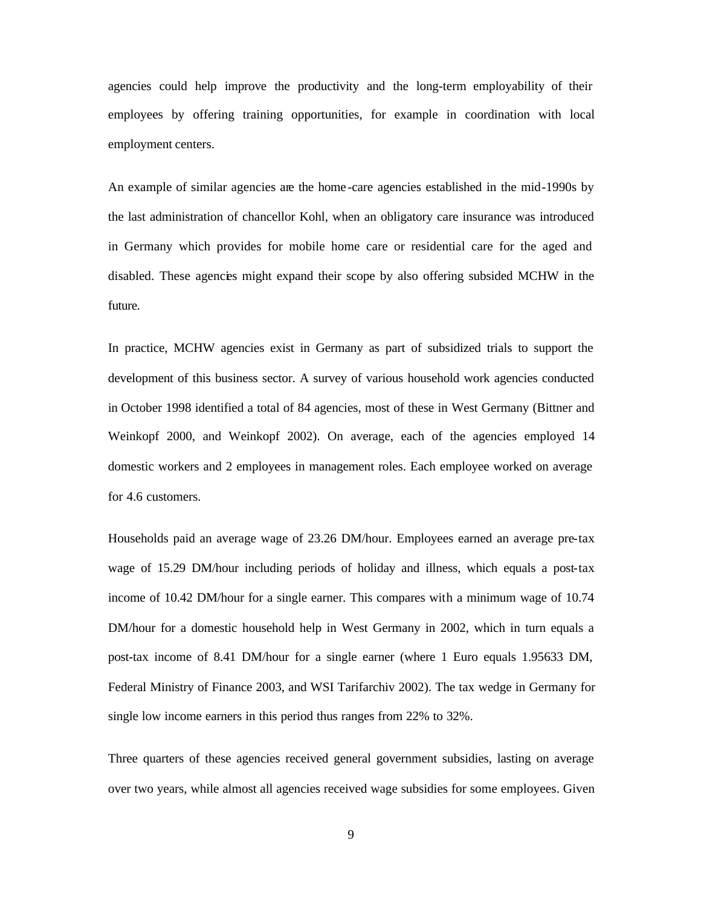agencies could help improve the productivity and the long-term employability of their employees by offering training opportunities, for example in coordination with local employment centers.

An example of similar agencies are the home-care agencies established in the mid-1990s by the last administration of chancellor Kohl, when an obligatory care insurance was introduced in Germany which provides for mobile home care or residential care for the aged and disabled. These agencies might expand their scope by also offering subsided MCHW in the future.

In practice, MCHW agencies exist in Germany as part of subsidized trials to support the development of this business sector. A survey of various household work agencies conducted in October 1998 identified a total of 84 agencies, most of these in West Germany (Bittner and Weinkopf 2000, and Weinkopf 2002). On average, each of the agencies employed 14 domestic workers and 2 employees in management roles. Each employee worked on average for 4.6 customers.

Households paid an average wage of 23.26 DM/hour. Employees earned an average pre-tax wage of 15.29 DM/hour including periods of holiday and illness, which equals a post-tax income of 10.42 DM/hour for a single earner. This compares with a minimum wage of 10.74 DM/hour for a domestic household help in West Germany in 2002, which in turn equals a post-tax income of 8.41 DM/hour for a single earner (where 1 Euro equals 1.95633 DM, Federal Ministry of Finance 2003, and WSI Tarifarchiv 2002). The tax wedge in Germany for single low income earners in this period thus ranges from 22% to 32%.

Three quarters of these agencies received general government subsidies, lasting on average over two years, while almost all agencies received wage subsidies for some employees. Given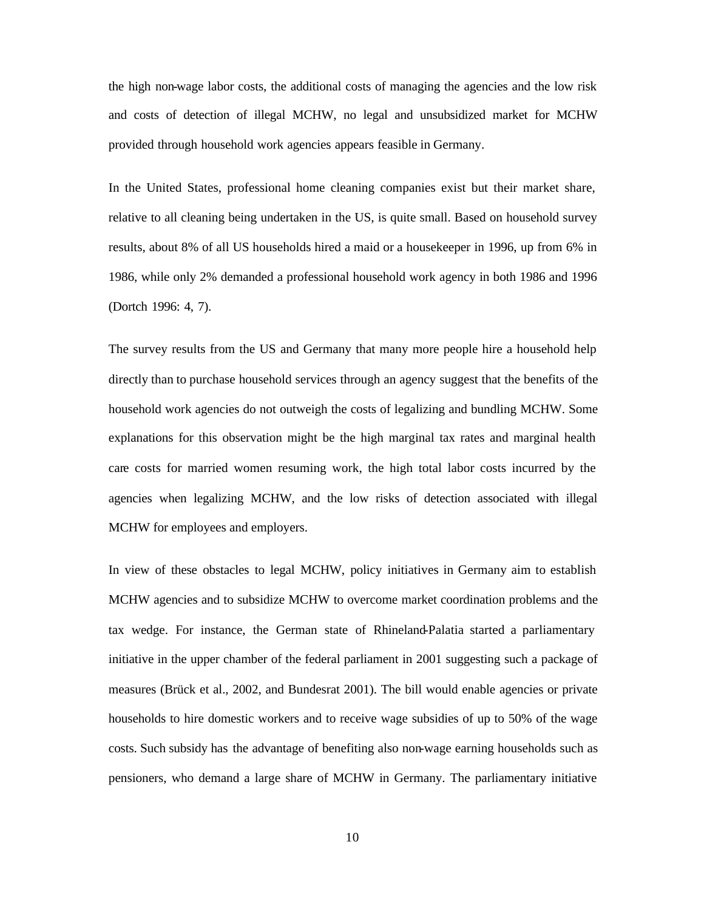the high non-wage labor costs, the additional costs of managing the agencies and the low risk and costs of detection of illegal MCHW, no legal and unsubsidized market for MCHW provided through household work agencies appears feasible in Germany.

In the United States, professional home cleaning companies exist but their market share, relative to all cleaning being undertaken in the US, is quite small. Based on household survey results, about 8% of all US households hired a maid or a housekeeper in 1996, up from 6% in 1986, while only 2% demanded a professional household work agency in both 1986 and 1996 (Dortch 1996: 4, 7).

The survey results from the US and Germany that many more people hire a household help directly than to purchase household services through an agency suggest that the benefits of the household work agencies do not outweigh the costs of legalizing and bundling MCHW. Some explanations for this observation might be the high marginal tax rates and marginal health care costs for married women resuming work, the high total labor costs incurred by the agencies when legalizing MCHW, and the low risks of detection associated with illegal MCHW for employees and employers.

In view of these obstacles to legal MCHW, policy initiatives in Germany aim to establish MCHW agencies and to subsidize MCHW to overcome market coordination problems and the tax wedge. For instance, the German state of Rhineland-Palatia started a parliamentary initiative in the upper chamber of the federal parliament in 2001 suggesting such a package of measures (Brück et al., 2002, and Bundesrat 2001). The bill would enable agencies or private households to hire domestic workers and to receive wage subsidies of up to 50% of the wage costs. Such subsidy has the advantage of benefiting also non-wage earning households such as pensioners, who demand a large share of MCHW in Germany. The parliamentary initiative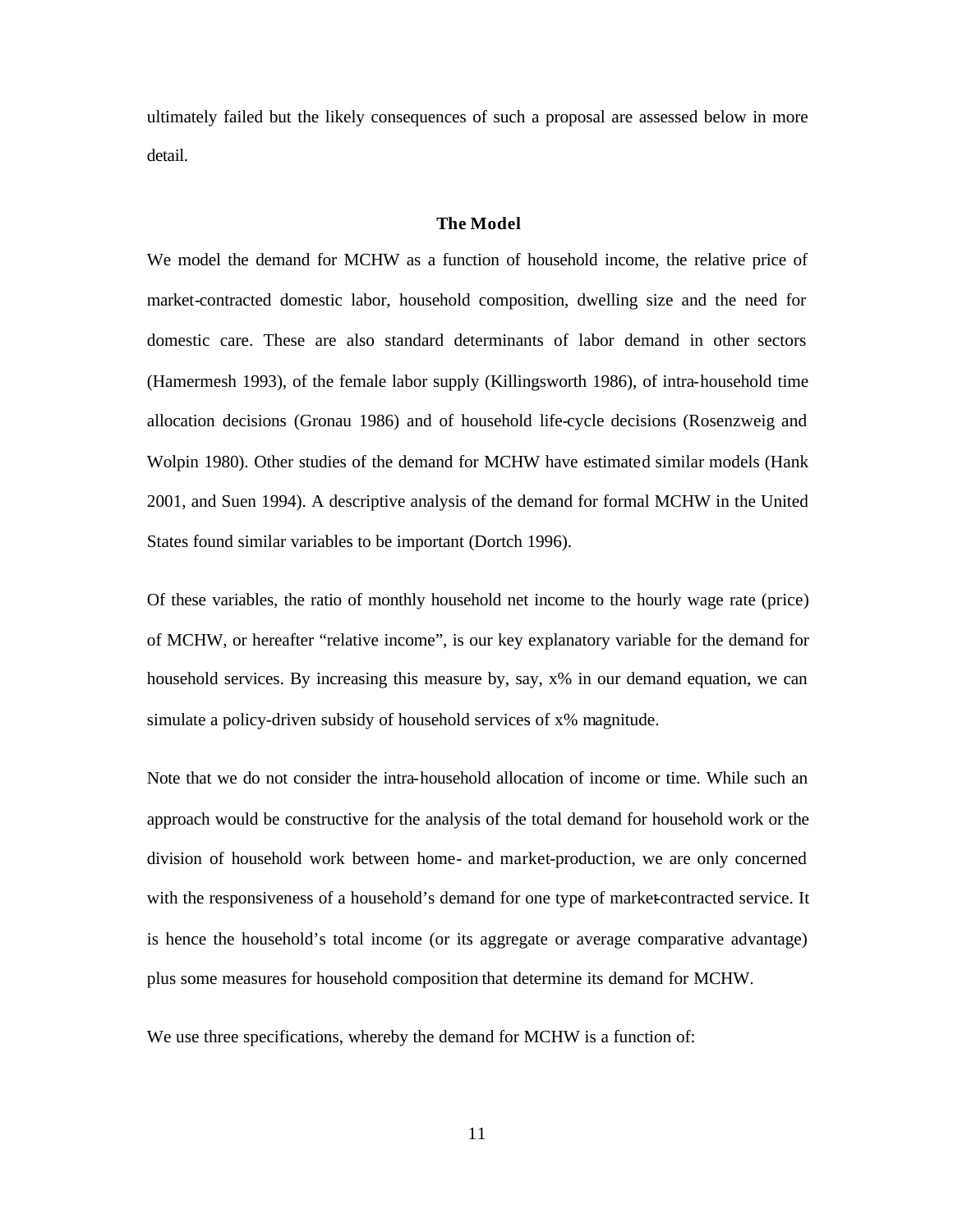ultimately failed but the likely consequences of such a proposal are assessed below in more detail.

## The Model

We model the demand for MCHW as a function of household income, the relative price of market-contracted domestic labor, household composition, dwelling size and the need for domestic care. These are also standard determinants of labor demand in other sectors (Hamermesh 1993), of the female labor supply (Killingsworth 1986), of intra-household time allocation decisions (Gronau 1986) and of household life-cycle decisions (Rosenzweig and Wolpin 1980). Other studies of the demand for MCHW have estimated similar models (Hank 2001, and Suen 1994). A descriptive analysis of the demand for formal MCHW in the United States found similar variables to be important (Dortch 1996).

Of these variables, the ratio of monthly household net income to the hourly wage rate (price) of MCHW, or hereafter "relative income", is our key explanatory variable for the demand for household services. By increasing this measure by, say, x% in our demand equation, we can simulate a policy-driven subsidy of household services of x% magnitude.

Note that we do not consider the intra-household allocation of income or time. While such an approach would be constructive for the analysis of the total demand for household work or the division of household work between home- and market-production, we are only concerned with the responsiveness of a household's demand for one type of market-contracted service. It is hence the household's total income (or its aggregate or average comparative advantage) plus some measures for household composition that determine its demand for MCHW.

We use three specifications, whereby the demand for MCHW is a function of: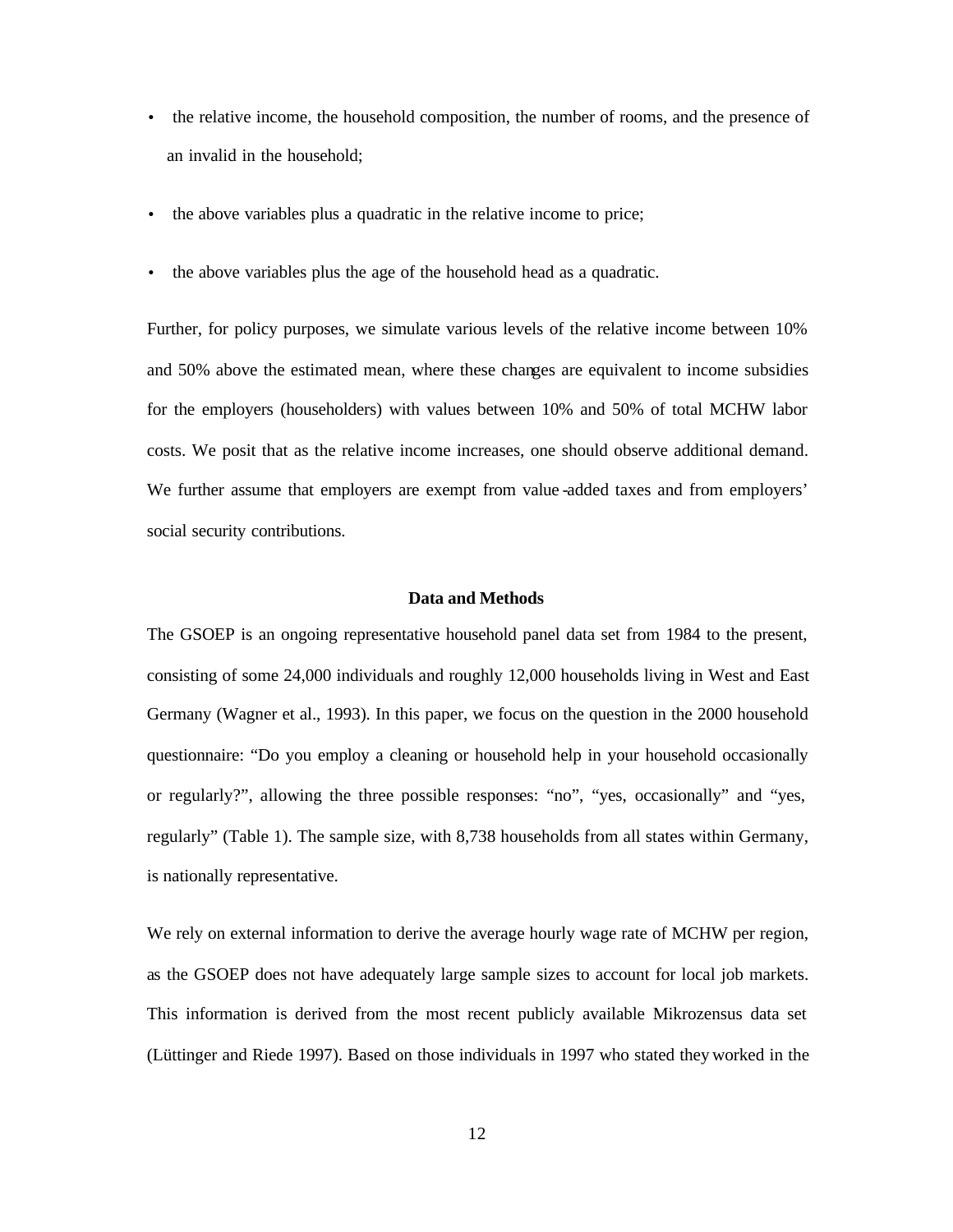- the relative income, the household composition, the number of rooms, and the presence of an invalid in the household;
- the above variables plus a quadratic in the relative income to price;
- the above variables plus the age of the household head as a quadratic.

Further, for policy purposes, we simulate various levels of the relative income between 10% and 50% above the estimated mean, where these changes are equivalent to income subsidies for the employers (householders) with values between 10% and 50% of total MCHW labor costs. We posit that as the relative income increases, one should observe additional demand. We further assume that employers are exempt from value-added taxes and from employers' social security contributions.

## Data and Methods

The GSOEP is an ongoing representative household panel data set from 1984 to the present, consisting of some 24,000 individuals and roughly 12,000 households living in West and East Germany (Wagner et al., 1993). In this paper, we focus on the question in the 2000 household questionnaire: "Do you employ a cleaning or household help in your household occasionally or regularly?", allowing the three possible responses: "no", "yes, occasionally" and "yes, regularly" (Table 1). The sample size, with 8,738 households from all states within Germany, is nationally representative.

We rely on external information to derive the average hourly wage rate of MCHW per region, as the GSOEP does not have adequately large sample sizes to account for local job markets. This information is derived from the most recent publicly available Mikrozensus data set (Lüttinger and Riede 1997). Based on those individuals in 1997 who stated they worked in the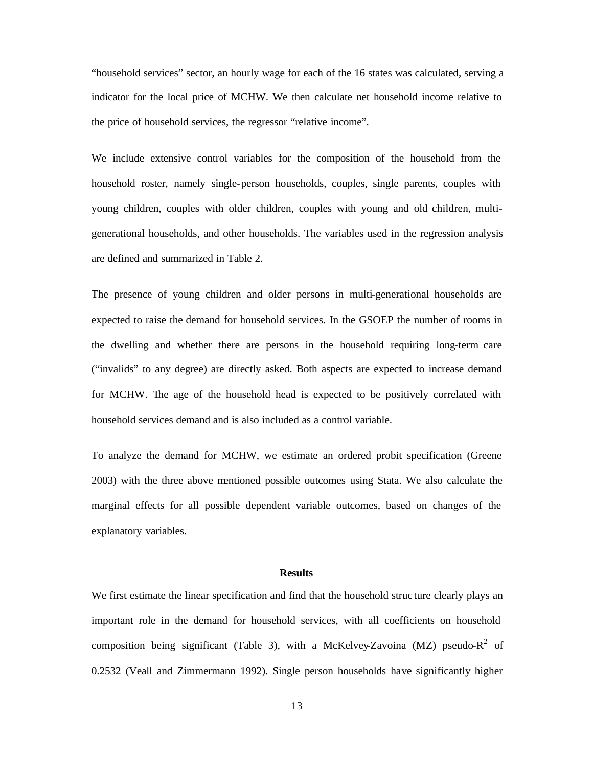"household services" sector, an hourly wage for each of the 16 states was calculated, serving a indicator for the local price of MCHW. We then calculate net household income relative to the price of household services, the regressor "relative income".

We include extensive control variables for the composition of the household from the household roster, namely single-person households, couples, single parents, couples with young children, couples with older children, couples with young and old children, multi-generational households, and other households. The variables used in the regression analysis are defined and summarized in Table 2.

The presence of young children and older persons in multi-generational households are expected to raise the demand for household services. In the GSOEP the number of rooms in the dwelling and whether there are persons in the household requiring long-term care ("invalids" to any degree) are directly asked. Both aspects are expected to increase demand for MCHW. The age of the household head is expected to be positively correlated with household services demand and is also included as a control variable.

To analyze the demand for MCHW, we estimate an ordered probit specification (Greene 2003) with the three above mentioned possible outcomes using Stata. We also calculate the marginal effects for all possible dependent variable outcomes, based on changes of the explanatory variables.

## Results

We first estimate the linear specification and find that the household structure clearly plays an important role in the demand for household services, with all coefficients on household composition being significant (Table 3), with a McKelvey-Zavoina (MZ) pseudo-$R^2$ of 0.2532 (Veall and Zimmermann 1992). Single person households have significantly higher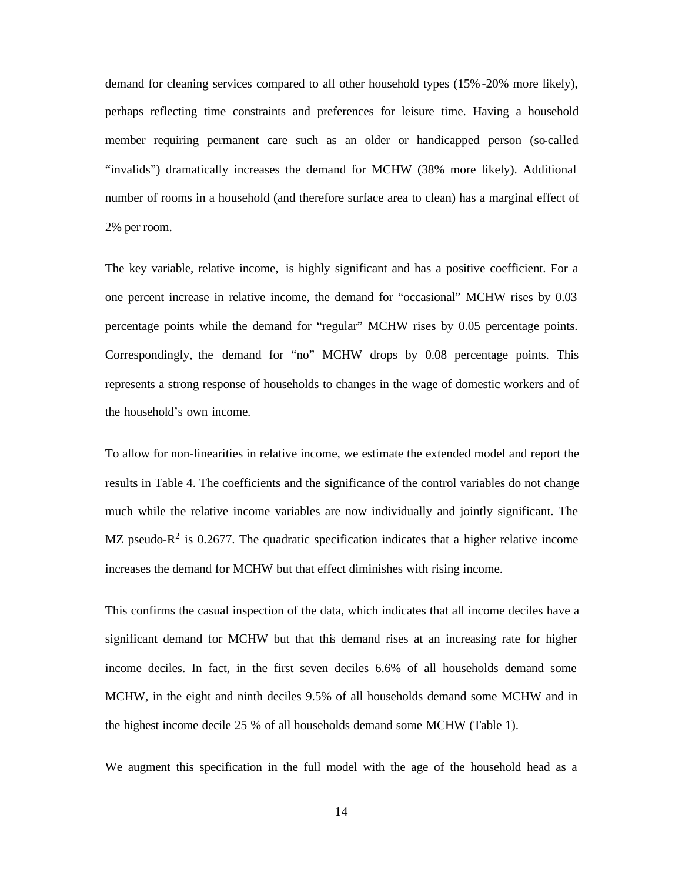demand for cleaning services compared to all other household types (15%-20% more likely), perhaps reflecting time constraints and preferences for leisure time. Having a household member requiring permanent care such as an older or handicapped person (so-called "invalids") dramatically increases the demand for MCHW (38% more likely). Additional number of rooms in a household (and therefore surface area to clean) has a marginal effect of 2% per room.

The key variable, relative income, is highly significant and has a positive coefficient. For a one percent increase in relative income, the demand for "occasional" MCHW rises by 0.03 percentage points while the demand for "regular" MCHW rises by 0.05 percentage points. Correspondingly, the demand for "no" MCHW drops by 0.08 percentage points. This represents a strong response of households to changes in the wage of domestic workers and of the household's own income.

To allow for non-linearities in relative income, we estimate the extended model and report the results in Table 4. The coefficients and the significance of the control variables do not change much while the relative income variables are now individually and jointly significant. The MZ pseudo-$R^2$ is 0.2677. The quadratic specification indicates that a higher relative income increases the demand for MCHW but that effect diminishes with rising income.

This confirms the casual inspection of the data, which indicates that all income deciles have a significant demand for MCHW but that this demand rises at an increasing rate for higher income deciles. In fact, in the first seven deciles 6.6% of all households demand some MCHW, in the eight and ninth deciles 9.5% of all households demand some MCHW and in the highest income decile 25 % of all households demand some MCHW (Table 1).

We augment this specification in the full model with the age of the household head as a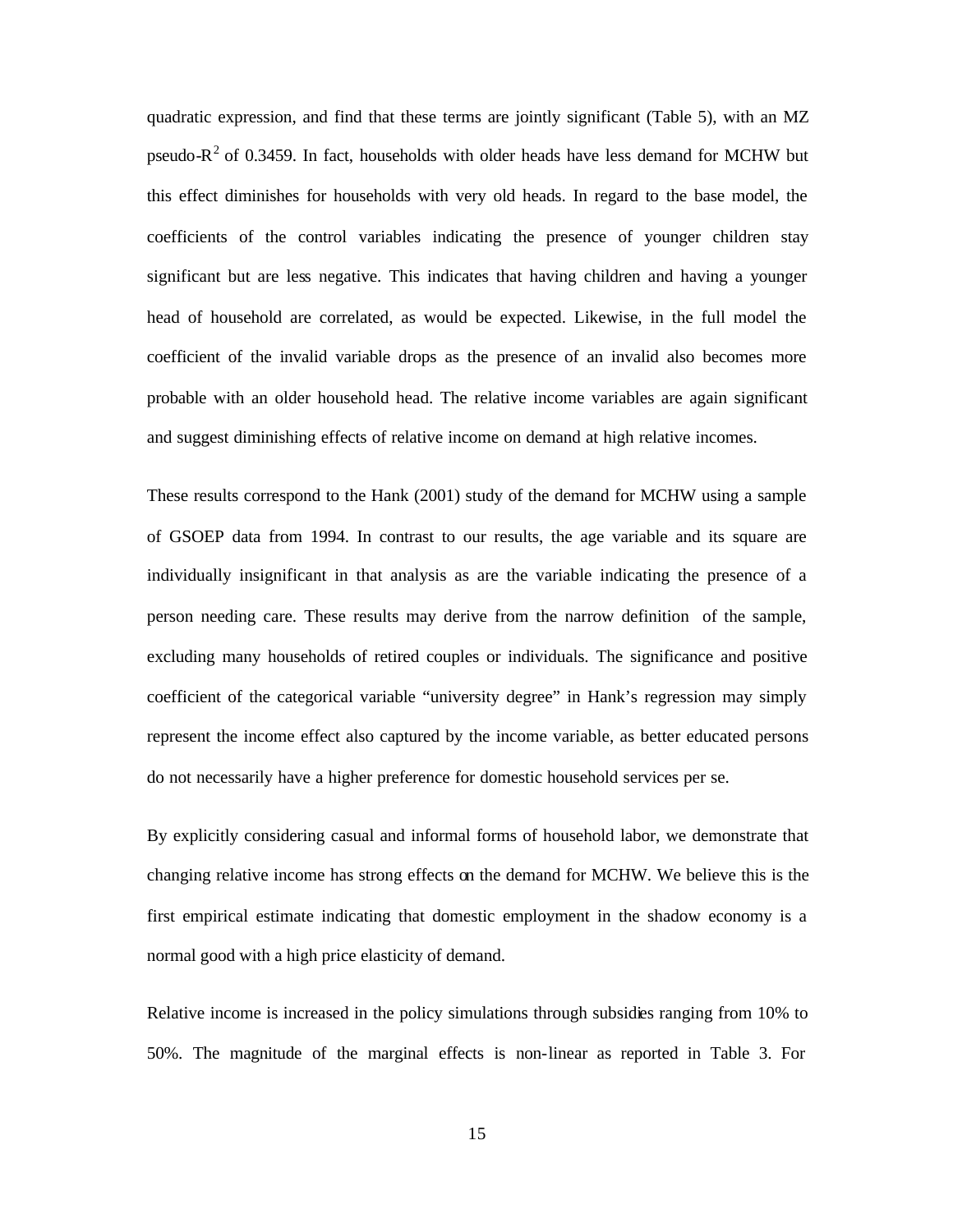quadratic expression, and find that these terms are jointly significant (Table 5), with an MZ pseudo-$R^2$ of 0.3459. In fact, households with older heads have less demand for MCHW but this effect diminishes for households with very old heads. In regard to the base model, the coefficients of the control variables indicating the presence of younger children stay significant but are less negative. This indicates that having children and having a younger head of household are correlated, as would be expected. Likewise, in the full model the coefficient of the invalid variable drops as the presence of an invalid also becomes more probable with an older household head. The relative income variables are again significant and suggest diminishing effects of relative income on demand at high relative incomes.

These results correspond to the Hank (2001) study of the demand for MCHW using a sample of GSOEP data from 1994. In contrast to our results, the age variable and its square are individually insignificant in that analysis as are the variable indicating the presence of a person needing care. These results may derive from the narrow definition of the sample, excluding many households of retired couples or individuals. The significance and positive coefficient of the categorical variable "university degree" in Hank's regression may simply represent the income effect also captured by the income variable, as better educated persons do not necessarily have a higher preference for domestic household services per se.

By explicitly considering casual and informal forms of household labor, we demonstrate that changing relative income has strong effects on the demand for MCHW. We believe this is the first empirical estimate indicating that domestic employment in the shadow economy is a normal good with a high price elasticity of demand.

Relative income is increased in the policy simulations through subsidies ranging from 10% to 50%. The magnitude of the marginal effects is non-linear as reported in Table 3. For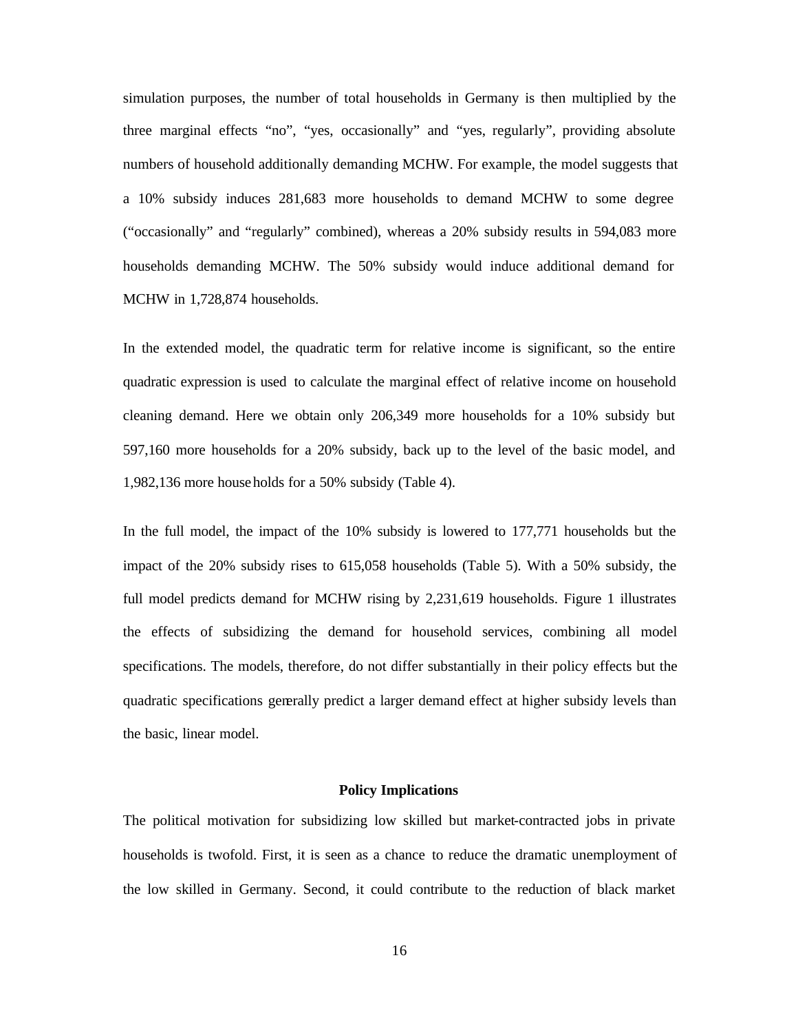simulation purposes, the number of total households in Germany is then multiplied by the three marginal effects “no”, “yes, occasionally” and “yes, regularly”, providing absolute numbers of household additionally demanding MCHW. For example, the model suggests that a 10% subsidy induces 281,683 more households to demand MCHW to some degree (“occasionally” and “regularly” combined), whereas a 20% subsidy results in 594,083 more households demanding MCHW. The 50% subsidy would induce additional demand for MCHW in 1,728,874 households.

In the extended model, the quadratic term for relative income is significant, so the entire quadratic expression is used to calculate the marginal effect of relative income on household cleaning demand. Here we obtain only 206,349 more households for a 10% subsidy but 597,160 more households for a 20% subsidy, back up to the level of the basic model, and 1,982,136 more households for a 50% subsidy (Table 4).

In the full model, the impact of the 10% subsidy is lowered to 177,771 households but the impact of the 20% subsidy rises to 615,058 households (Table 5). With a 50% subsidy, the full model predicts demand for MCHW rising by 2,231,619 households. Figure 1 illustrates the effects of subsidizing the demand for household services, combining all model specifications. The models, therefore, do not differ substantially in their policy effects but the quadratic specifications generally predict a larger demand effect at higher subsidy levels than the basic, linear model.

## Policy Implications

The political motivation for subsidizing low skilled but market-contracted jobs in private households is twofold. First, it is seen as a chance to reduce the dramatic unemployment of the low skilled in Germany. Second, it could contribute to the reduction of black market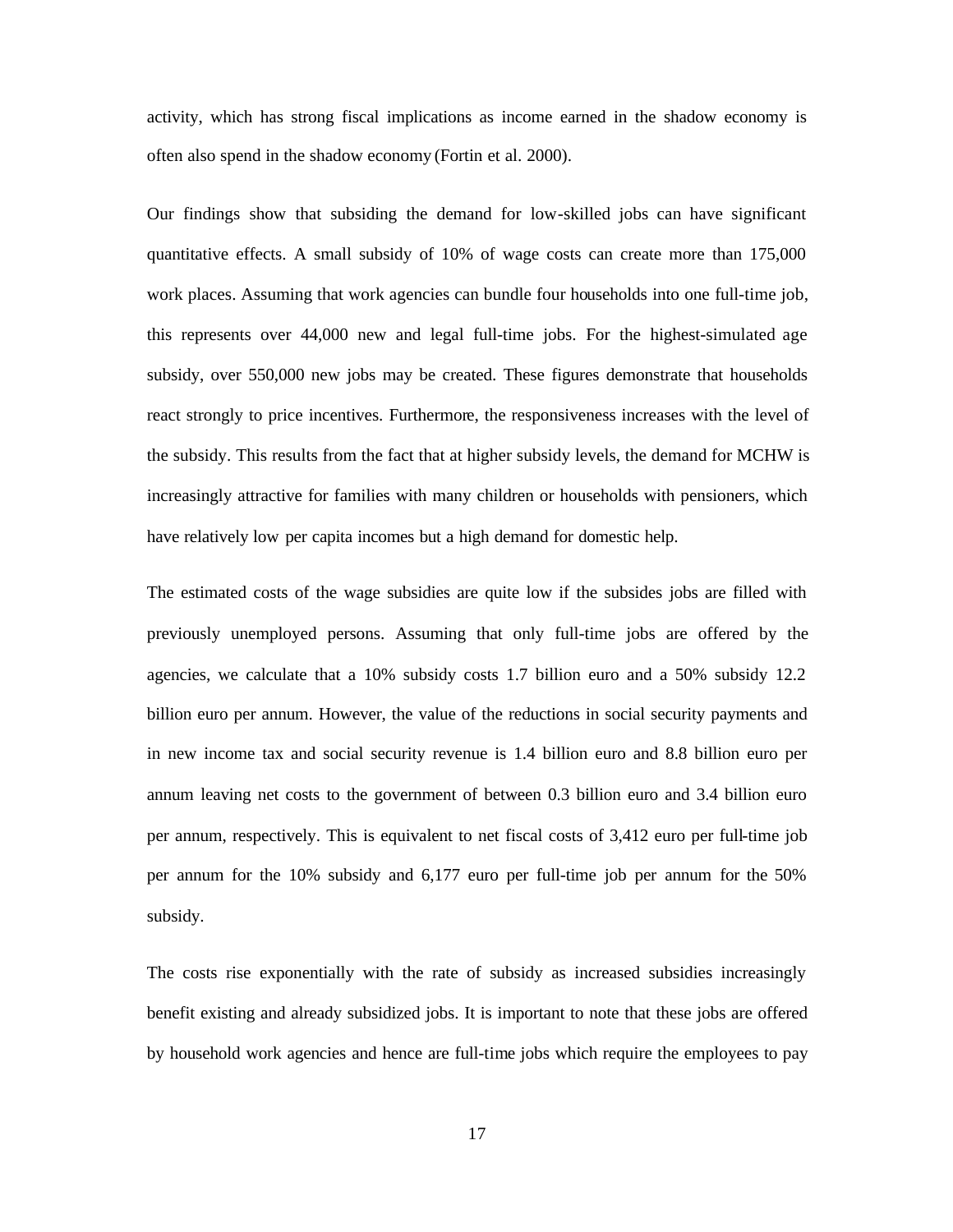activity, which has strong fiscal implications as income earned in the shadow economy is often also spend in the shadow economy (Fortin et al. 2000).

Our findings show that subsiding the demand for low-skilled jobs can have significant quantitative effects. A small subsidy of 10% of wage costs can create more than 175,000 work places. Assuming that work agencies can bundle four households into one full-time job, this represents over 44,000 new and legal full-time jobs. For the highest-simulated age subsidy, over 550,000 new jobs may be created. These figures demonstrate that households react strongly to price incentives. Furthermore, the responsiveness increases with the level of the subsidy. This results from the fact that at higher subsidy levels, the demand for MCHW is increasingly attractive for families with many children or households with pensioners, which have relatively low per capita incomes but a high demand for domestic help.

The estimated costs of the wage subsidies are quite low if the subsides jobs are filled with previously unemployed persons. Assuming that only full-time jobs are offered by the agencies, we calculate that a 10% subsidy costs 1.7 billion euro and a 50% subsidy 12.2 billion euro per annum. However, the value of the reductions in social security payments and in new income tax and social security revenue is 1.4 billion euro and 8.8 billion euro per annum leaving net costs to the government of between 0.3 billion euro and 3.4 billion euro per annum, respectively. This is equivalent to net fiscal costs of 3,412 euro per full-time job per annum for the 10% subsidy and 6,177 euro per full-time job per annum for the 50% subsidy.

The costs rise exponentially with the rate of subsidy as increased subsidies increasingly benefit existing and already subsidized jobs. It is important to note that these jobs are offered by household work agencies and hence are full-time jobs which require the employees to pay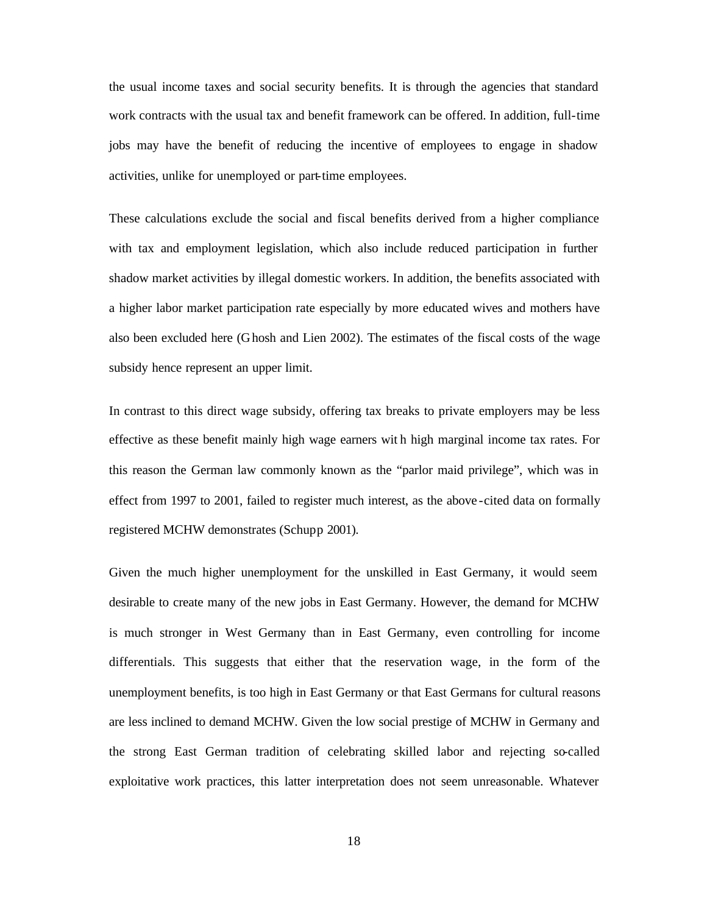the usual income taxes and social security benefits. It is through the agencies that standard work contracts with the usual tax and benefit framework can be offered. In addition, full-time jobs may have the benefit of reducing the incentive of employees to engage in shadow activities, unlike for unemployed or part-time employees.

These calculations exclude the social and fiscal benefits derived from a higher compliance with tax and employment legislation, which also include reduced participation in further shadow market activities by illegal domestic workers. In addition, the benefits associated with a higher labor market participation rate especially by more educated wives and mothers have also been excluded here (Ghosh and Lien 2002). The estimates of the fiscal costs of the wage subsidy hence represent an upper limit.

In contrast to this direct wage subsidy, offering tax breaks to private employers may be less effective as these benefit mainly high wage earners with high marginal income tax rates. For this reason the German law commonly known as the "parlor maid privilege", which was in effect from 1997 to 2001, failed to register much interest, as the above-cited data on formally registered MCHW demonstrates (Schupp 2001).

Given the much higher unemployment for the unskilled in East Germany, it would seem desirable to create many of the new jobs in East Germany. However, the demand for MCHW is much stronger in West Germany than in East Germany, even controlling for income differentials. This suggests that either that the reservation wage, in the form of the unemployment benefits, is too high in East Germany or that East Germans for cultural reasons are less inclined to demand MCHW. Given the low social prestige of MCHW in Germany and the strong East German tradition of celebrating skilled labor and rejecting so-called exploitative work practices, this latter interpretation does not seem unreasonable. Whatever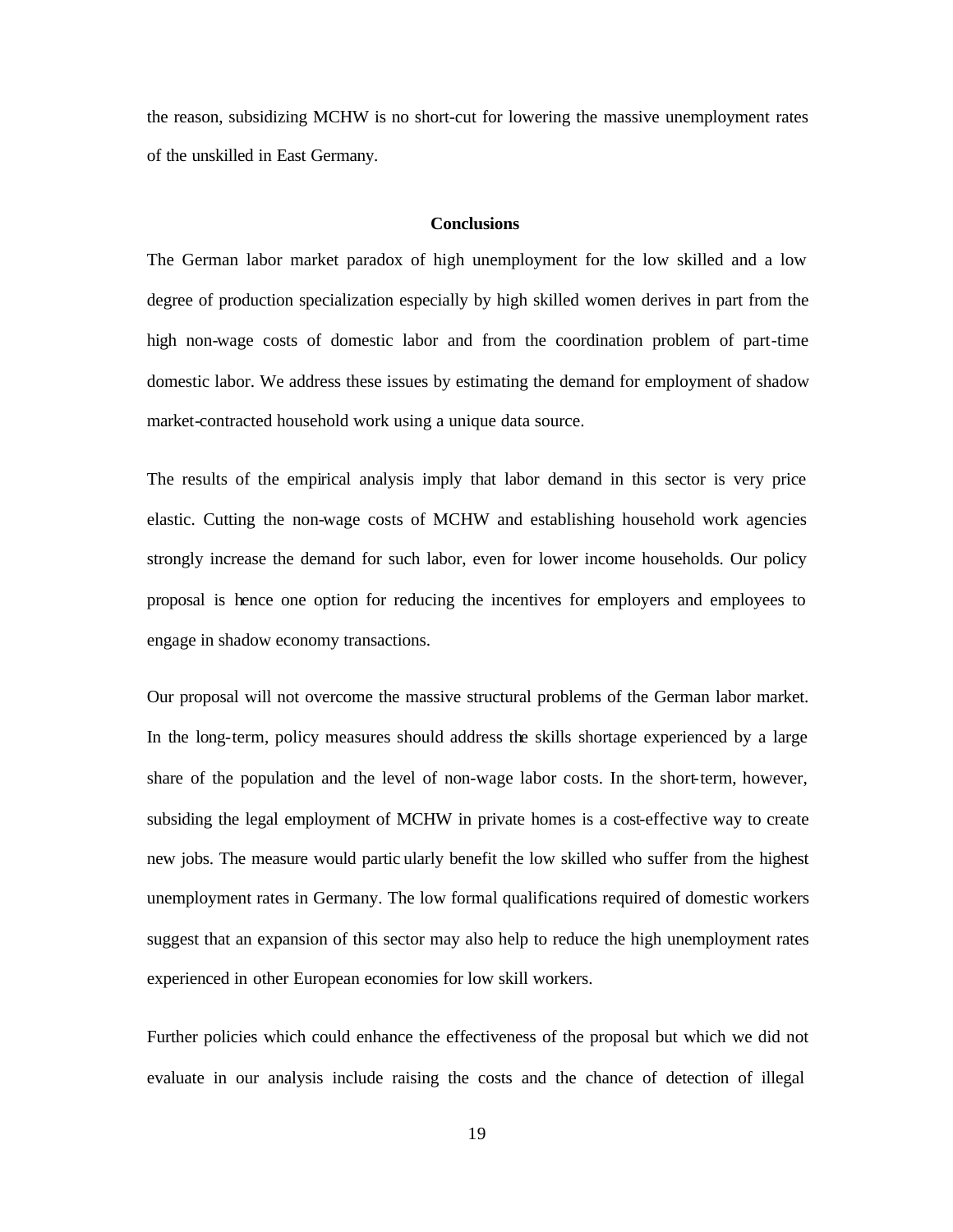the reason, subsidizing MCHW is no short-cut for lowering the massive unemployment rates of the unskilled in East Germany.

## Conclusions

The German labor market paradox of high unemployment for the low skilled and a low degree of production specialization especially by high skilled women derives in part from the high non-wage costs of domestic labor and from the coordination problem of part-time domestic labor. We address these issues by estimating the demand for employment of shadow market-contracted household work using a unique data source.

The results of the empirical analysis imply that labor demand in this sector is very price elastic. Cutting the non-wage costs of MCHW and establishing household work agencies strongly increase the demand for such labor, even for lower income households. Our policy proposal is hence one option for reducing the incentives for employers and employees to engage in shadow economy transactions.

Our proposal will not overcome the massive structural problems of the German labor market. In the long-term, policy measures should address the skills shortage experienced by a large share of the population and the level of non-wage labor costs. In the short-term, however, subsiding the legal employment of MCHW in private homes is a cost-effective way to create new jobs. The measure would particularly benefit the low skilled who suffer from the highest unemployment rates in Germany. The low formal qualifications required of domestic workers suggest that an expansion of this sector may also help to reduce the high unemployment rates experienced in other European economies for low skill workers.

Further policies which could enhance the effectiveness of the proposal but which we did not evaluate in our analysis include raising the costs and the chance of detection of illegal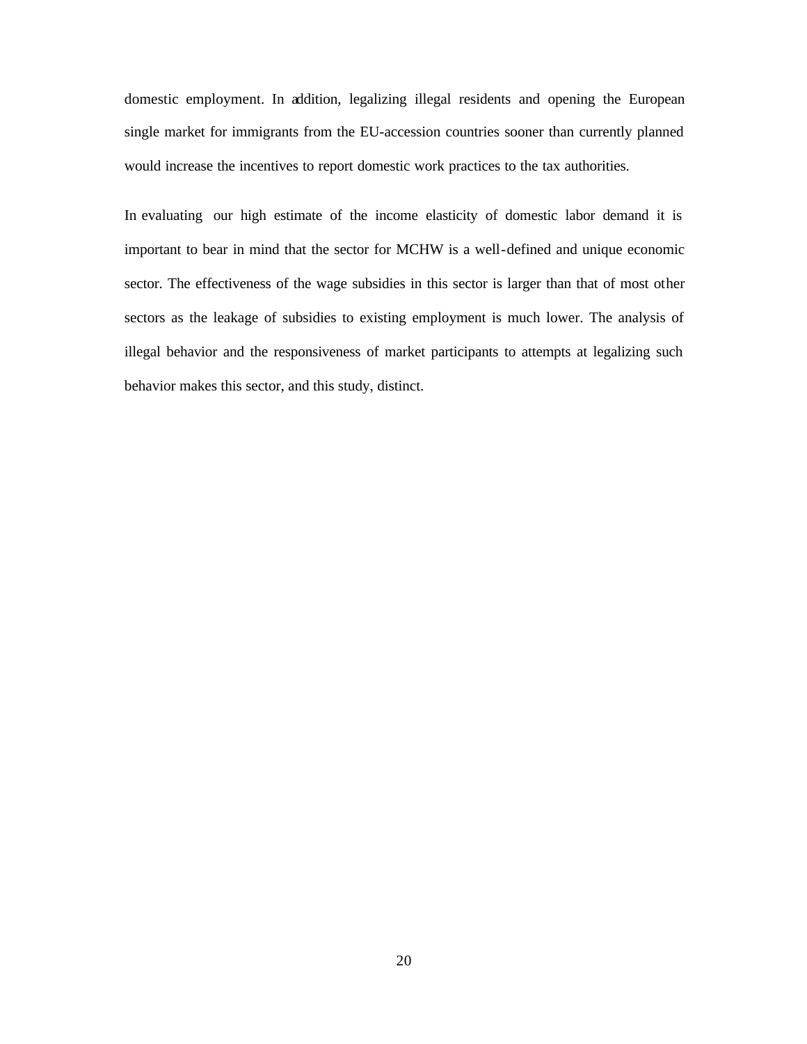domestic employment. In addition, legalizing illegal residents and opening the European single market for immigrants from the EU-accession countries sooner than currently planned would increase the incentives to report domestic work practices to the tax authorities.

In evaluating our high estimate of the income elasticity of domestic labor demand it is important to bear in mind that the sector for MCHW is a well-defined and unique economic sector. The effectiveness of the wage subsidies in this sector is larger than that of most other sectors as the leakage of subsidies to existing employment is much lower. The analysis of illegal behavior and the responsiveness of market participants to attempts at legalizing such behavior makes this sector, and this study, distinct.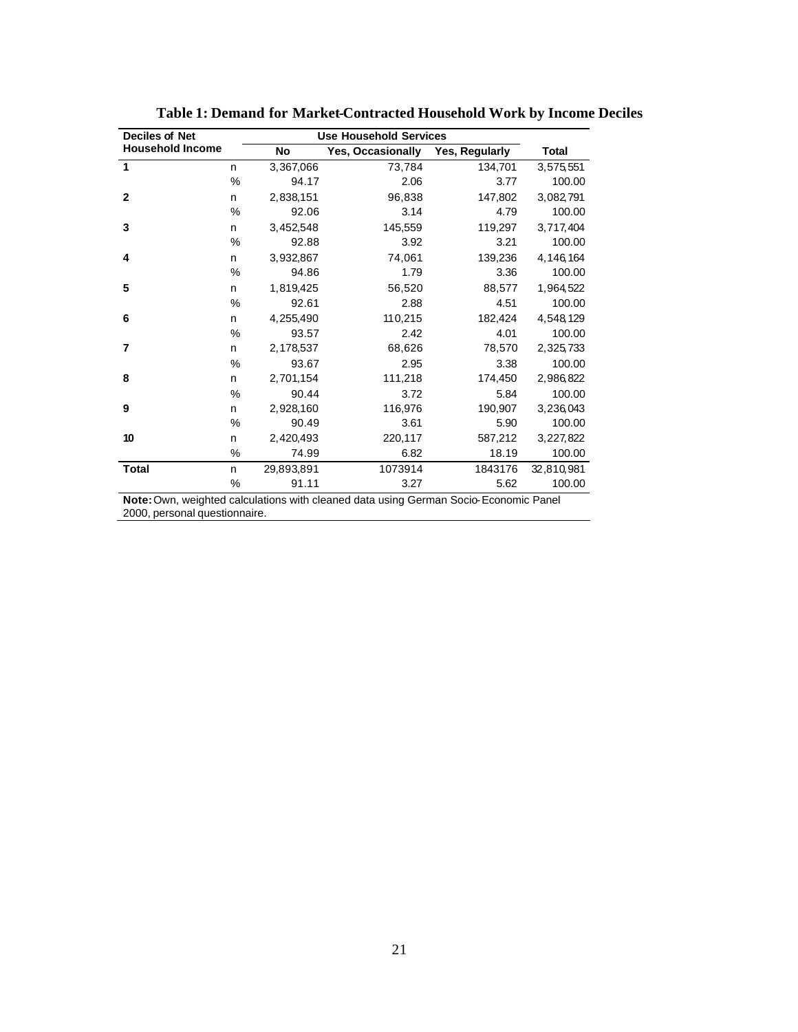**Table 1: Demand for Market-Contracted Household Work by Income Deciles**

| Deciles of Net Household Income | | Use Household Services | | | |
|---|---|---|---|---|---|
| | | No | Yes, Occasionally | Yes, Regularly | Total |
| **1** | n | 3,367,066 | 73,784 | 134,701 | 3,575,551 |
| | % | 94.17 | 2.06 | 3.77 | 100.00 |
| **2** | n | 2,838,151 | 96,838 | 147,802 | 3,082,791 |
| | % | 92.06 | 3.14 | 4.79 | 100.00 |
| **3** | n | 3,452,548 | 145,559 | 119,297 | 3,717,404 |
| | % | 92.88 | 3.92 | 3.21 | 100.00 |
| **4** | n | 3,932,867 | 74,061 | 139,236 | 4,146,164 |
| | % | 94.86 | 1.79 | 3.36 | 100.00 |
| **5** | n | 1,819,425 | 56,520 | 88,577 | 1,964,522 |
| | % | 92.61 | 2.88 | 4.51 | 100.00 |
| **6** | n | 4,255,490 | 110,215 | 182,424 | 4,548,129 |
| | % | 93.57 | 2.42 | 4.01 | 100.00 |
| **7** | n | 2,178,537 | 68,626 | 78,570 | 2,325,733 |
| | % | 93.67 | 2.95 | 3.38 | 100.00 |
| **8** | n | 2,701,154 | 111,218 | 174,450 | 2,986,822 |
| | % | 90.44 | 3.72 | 5.84 | 100.00 |
| **9** | n | 2,928,160 | 116,976 | 190,907 | 3,236,043 |
| | % | 90.49 | 3.61 | 5.90 | 100.00 |
| **10** | n | 2,420,493 | 220,117 | 587,212 | 3,227,822 |
| | % | 74.99 | 6.82 | 18.19 | 100.00 |
| **Total** | n | 29,893,891 | 1073914 | 1843176 | 32,810,981 |
| | % | 91.11 | 3.27 | 5.62 | 100.00 |

**Note:** Own, weighted calculations with cleaned data using German Socio-Economic Panel 2000, personal questionnaire.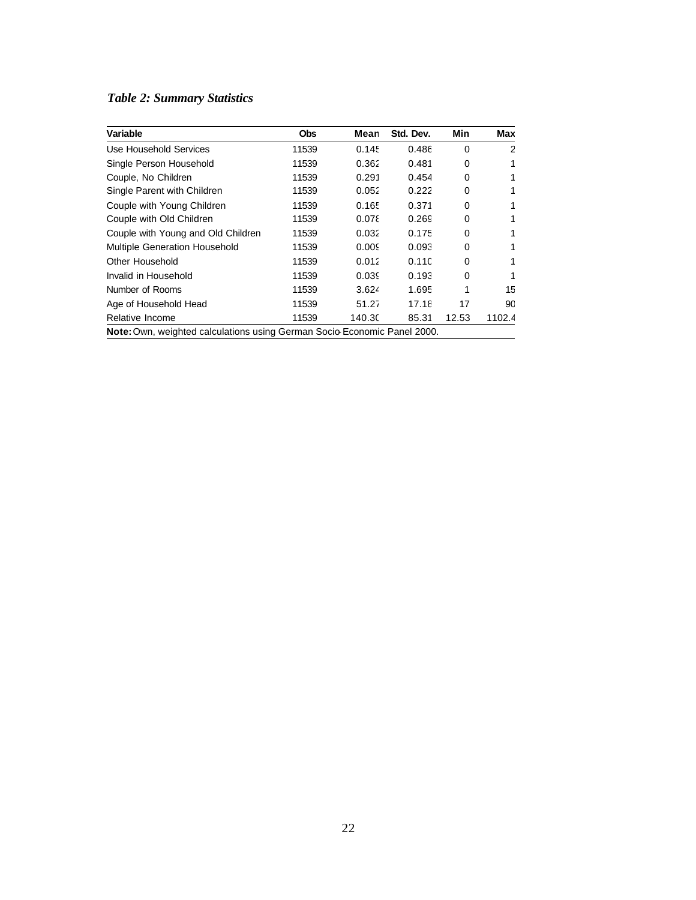*Table 2: Summary Statistics*

| Variable | Obs | Mean | Std. Dev. | Min | Max |
|---|---|---|---|---|---|
| Use Household Services | 11539 | 0.145 | 0.486 | 0 | 2 |
| Single Person Household | 11539 | 0.362 | 0.481 | 0 | 1 |
| Couple, No Children | 11539 | 0.291 | 0.454 | 0 | 1 |
| Single Parent with Children | 11539 | 0.052 | 0.222 | 0 | 1 |
| Couple with Young Children | 11539 | 0.165 | 0.371 | 0 | 1 |
| Couple with Old Children | 11539 | 0.078 | 0.269 | 0 | 1 |
| Couple with Young and Old Children | 11539 | 0.032 | 0.175 | 0 | 1 |
| Multiple Generation Household | 11539 | 0.009 | 0.093 | 0 | 1 |
| Other Household | 11539 | 0.012 | 0.110 | 0 | 1 |
| Invalid in Household | 11539 | 0.039 | 0.193 | 0 | 1 |
| Number of Rooms | 11539 | 3.624 | 1.695 | 1 | 15 |
| Age of Household Head | 11539 | 51.27 | 17.18 | 17 | 90 |
| Relative Income | 11539 | 140.30 | 85.31 | 12.53 | 1102.4 |

**Note:** Own, weighted calculations using German Socio-Economic Panel 2000.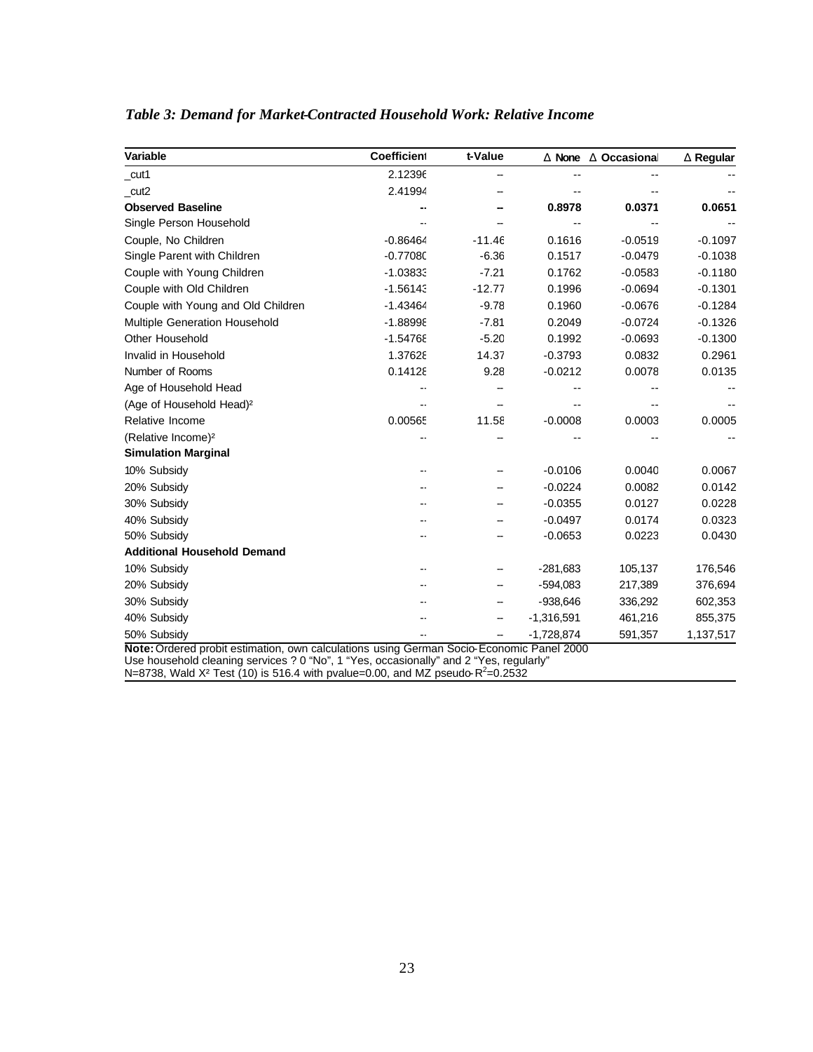### *Table 3: Demand for Market-Contracted Household Work: Relative Income*

| Variable | Coefficient | t-Value | Δ None | Δ Occasional | Δ Regular |
|---|---|---|---|---|---|
| _cut1 | 2.12396 | -- | -- | -- | -- |
| _cut2 | 2.41994 | -- | -- | -- | -- |
| **Observed Baseline** | -- | -- | **0.8978** | **0.0371** | **0.0651** |
| Single Person Household | -- | -- | -- | -- | -- |
| Couple, No Children | -0.86464 | -11.46 | 0.1616 | -0.0519 | -0.1097 |
| Single Parent with Children | -0.77080 | -6.36 | 0.1517 | -0.0479 | -0.1038 |
| Couple with Young Children | -1.03833 | -7.21 | 0.1762 | -0.0583 | -0.1180 |
| Couple with Old Children | -1.56143 | -12.77 | 0.1996 | -0.0694 | -0.1301 |
| Couple with Young and Old Children | -1.43464 | -9.78 | 0.1960 | -0.0676 | -0.1284 |
| Multiple Generation Household | -1.88998 | -7.81 | 0.2049 | -0.0724 | -0.1326 |
| Other Household | -1.54768 | -5.20 | 0.1992 | -0.0693 | -0.1300 |
| Invalid in Household | 1.37628 | 14.37 | -0.3793 | 0.0832 | 0.2961 |
| Number of Rooms | 0.14128 | 9.28 | -0.0212 | 0.0078 | 0.0135 |
| Age of Household Head | -- | -- | -- | -- | -- |
| (Age of Household Head)² | -- | -- | -- | -- | -- |
| Relative Income | 0.00565 | 11.58 | -0.0008 | 0.0003 | 0.0005 |
| (Relative Income)² | -- | -- | -- | -- | -- |
| **Simulation Marginal** | | | | | |
| 10% Subsidy | -- | -- | -0.0106 | 0.0040 | 0.0067 |
| 20% Subsidy | -- | -- | -0.0224 | 0.0082 | 0.0142 |
| 30% Subsidy | -- | -- | -0.0355 | 0.0127 | 0.0228 |
| 40% Subsidy | -- | -- | -0.0497 | 0.0174 | 0.0323 |
| 50% Subsidy | -- | -- | -0.0653 | 0.0223 | 0.0430 |
| **Additional Household Demand** | | | | | |
| 10% Subsidy | -- | -- | -281,683 | 105,137 | 176,546 |
| 20% Subsidy | -- | -- | -594,083 | 217,389 | 376,694 |
| 30% Subsidy | -- | -- | -938,646 | 336,292 | 602,353 |
| 40% Subsidy | -- | -- | -1,316,591 | 461,216 | 855,375 |
| 50% Subsidy | -- | -- | -1,728,874 | 591,357 | 1,137,517 |

**Note:** Ordered probit estimation, own calculations using German Socio-Economic Panel 2000
Use household cleaning services ? 0 "No", 1 "Yes, occasionally" and 2 "Yes, regularly"
N=8738, Wald $X^2$ Test (10) is 516.4 with pvalue=0.00, and MZ pseudo-$R^2$=0.2532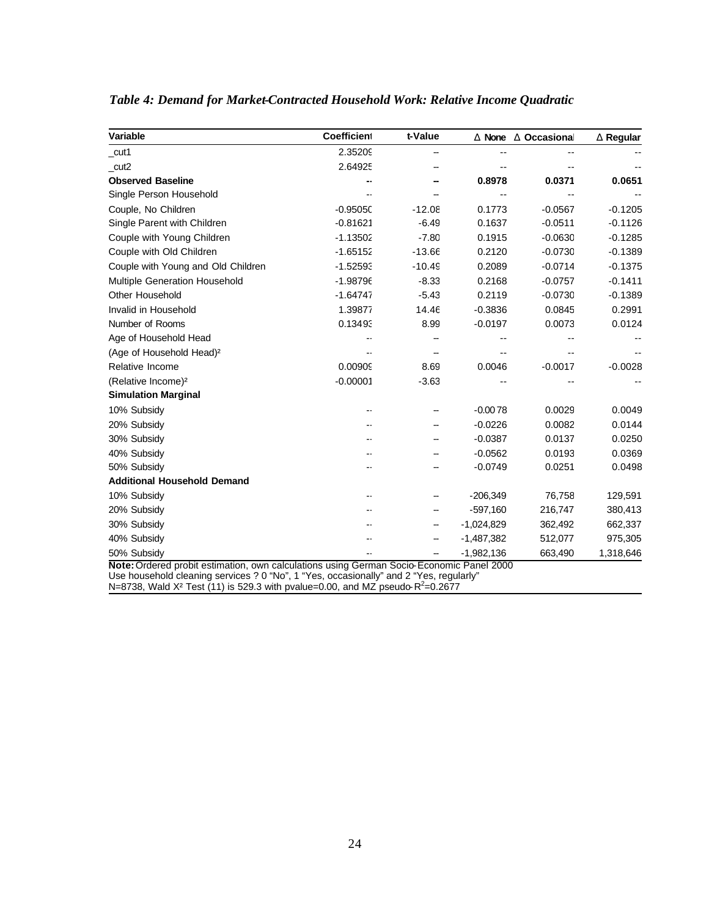*Table 4: Demand for Market-Contracted Household Work: Relative Income Quadratic*

| Variable | Coefficient | t-Value | Δ None | Δ Occasional | Δ Regular |
|---|---|---|---|---|---|
| _cut1 | 2.35209 | -- | -- | -- | -- |
| _cut2 | 2.64925 | -- | -- | -- | -- |
| **Observed Baseline** | -- | -- | **0.8978** | **0.0371** | **0.0651** |
| Single Person Household | -- | -- | -- | -- | -- |
| Couple, No Children | -0.95050 | -12.08 | 0.1773 | -0.0567 | -0.1205 |
| Single Parent with Children | -0.81621 | -6.49 | 0.1637 | -0.0511 | -0.1126 |
| Couple with Young Children | -1.13502 | -7.80 | 0.1915 | -0.0630 | -0.1285 |
| Couple with Old Children | -1.65152 | -13.66 | 0.2120 | -0.0730 | -0.1389 |
| Couple with Young and Old Children | -1.52593 | -10.49 | 0.2089 | -0.0714 | -0.1375 |
| Multiple Generation Household | -1.98796 | -8.33 | 0.2168 | -0.0757 | -0.1411 |
| Other Household | -1.64747 | -5.43 | 0.2119 | -0.0730 | -0.1389 |
| Invalid in Household | 1.39877 | 14.46 | -0.3836 | 0.0845 | 0.2991 |
| Number of Rooms | 0.13493 | 8.99 | -0.0197 | 0.0073 | 0.0124 |
| Age of Household Head | -- | -- | -- | -- | -- |
| (Age of Household Head)² | -- | -- | -- | -- | -- |
| Relative Income | 0.00909 | 8.69 | 0.0046 | -0.0017 | -0.0028 |
| (Relative Income)² | -0.00001 | -3.63 | -- | -- | -- |
| **Simulation Marginal** | | | | | |
| 10% Subsidy | -- | -- | -0.0078 | 0.0029 | 0.0049 |
| 20% Subsidy | -- | -- | -0.0226 | 0.0082 | 0.0144 |
| 30% Subsidy | -- | -- | -0.0387 | 0.0137 | 0.0250 |
| 40% Subsidy | -- | -- | -0.0562 | 0.0193 | 0.0369 |
| 50% Subsidy | -- | -- | -0.0749 | 0.0251 | 0.0498 |
| **Additional Household Demand** | | | | | |
| 10% Subsidy | -- | -- | -206,349 | 76,758 | 129,591 |
| 20% Subsidy | -- | -- | -597,160 | 216,747 | 380,413 |
| 30% Subsidy | -- | -- | -1,024,829 | 362,492 | 662,337 |
| 40% Subsidy | -- | -- | -1,487,382 | 512,077 | 975,305 |
| 50% Subsidy | -- | -- | -1,982,136 | 663,490 | 1,318,646 |

**Note:** Ordered probit estimation, own calculations using German Socio-Economic Panel 2000
Use household cleaning services ? 0 "No", 1 "Yes, occasionally" and 2 "Yes, regularly"
N=8738, Wald $X^2$ Test (11) is 529.3 with pvalue=0.00, and MZ pseudo-$R^2$=0.2677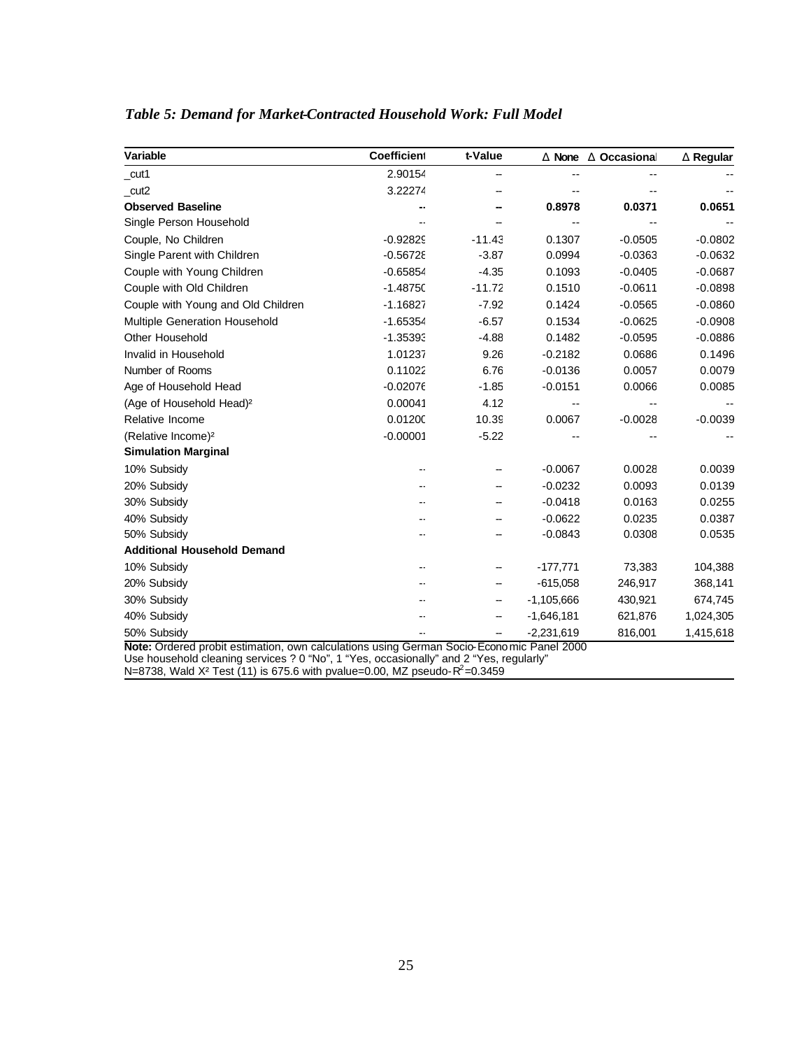*Table 5: Demand for Market-Contracted Household Work: Full Model*

| Variable | Coefficient | t-Value | Δ None | Δ Occasional | Δ Regular |
|---|---|---|---|---|---|
| _cut1 | 2.90154 | -- | -- | -- | -- |
| _cut2 | 3.22274 | -- | -- | -- | -- |
| **Observed Baseline** | -- | -- | **0.8978** | **0.0371** | **0.0651** |
| Single Person Household | -- | -- | -- | -- | -- |
| Couple, No Children | -0.92829 | -11.43 | 0.1307 | -0.0505 | -0.0802 |
| Single Parent with Children | -0.56728 | -3.87 | 0.0994 | -0.0363 | -0.0632 |
| Couple with Young Children | -0.65854 | -4.35 | 0.1093 | -0.0405 | -0.0687 |
| Couple with Old Children | -1.48750 | -11.72 | 0.1510 | -0.0611 | -0.0898 |
| Couple with Young and Old Children | -1.16827 | -7.92 | 0.1424 | -0.0565 | -0.0860 |
| Multiple Generation Household | -1.65354 | -6.57 | 0.1534 | -0.0625 | -0.0908 |
| Other Household | -1.35393 | -4.88 | 0.1482 | -0.0595 | -0.0886 |
| Invalid in Household | 1.01237 | 9.26 | -0.2182 | 0.0686 | 0.1496 |
| Number of Rooms | 0.11022 | 6.76 | -0.0136 | 0.0057 | 0.0079 |
| Age of Household Head | -0.02076 | -1.85 | -0.0151 | 0.0066 | 0.0085 |
| (Age of Household Head)² | 0.00041 | 4.12 | -- | -- | -- |
| Relative Income | 0.01200 | 10.39 | 0.0067 | -0.0028 | -0.0039 |
| (Relative Income)² | -0.00001 | -5.22 | -- | -- | -- |
| **Simulation Marginal** | | | | | |
| 10% Subsidy | -- | -- | -0.0067 | 0.0028 | 0.0039 |
| 20% Subsidy | -- | -- | -0.0232 | 0.0093 | 0.0139 |
| 30% Subsidy | -- | -- | -0.0418 | 0.0163 | 0.0255 |
| 40% Subsidy | -- | -- | -0.0622 | 0.0235 | 0.0387 |
| 50% Subsidy | -- | -- | -0.0843 | 0.0308 | 0.0535 |
| **Additional Household Demand** | | | | | |
| 10% Subsidy | -- | -- | -177,771 | 73,383 | 104,388 |
| 20% Subsidy | -- | -- | -615,058 | 246,917 | 368,141 |
| 30% Subsidy | -- | -- | -1,105,666 | 430,921 | 674,745 |
| 40% Subsidy | -- | -- | -1,646,181 | 621,876 | 1,024,305 |
| 50% Subsidy | -- | -- | -2,231,619 | 816,001 | 1,415,618 |

**Note:** Ordered probit estimation, own calculations using German Socio-Economic Panel 2000
Use household cleaning services ? 0 "No", 1 "Yes, occasionally" and 2 "Yes, regularly"
N=8738, Wald $X^2$ Test (11) is 675.6 with pvalue=0.00, MZ pseudo-$R^2$=0.3459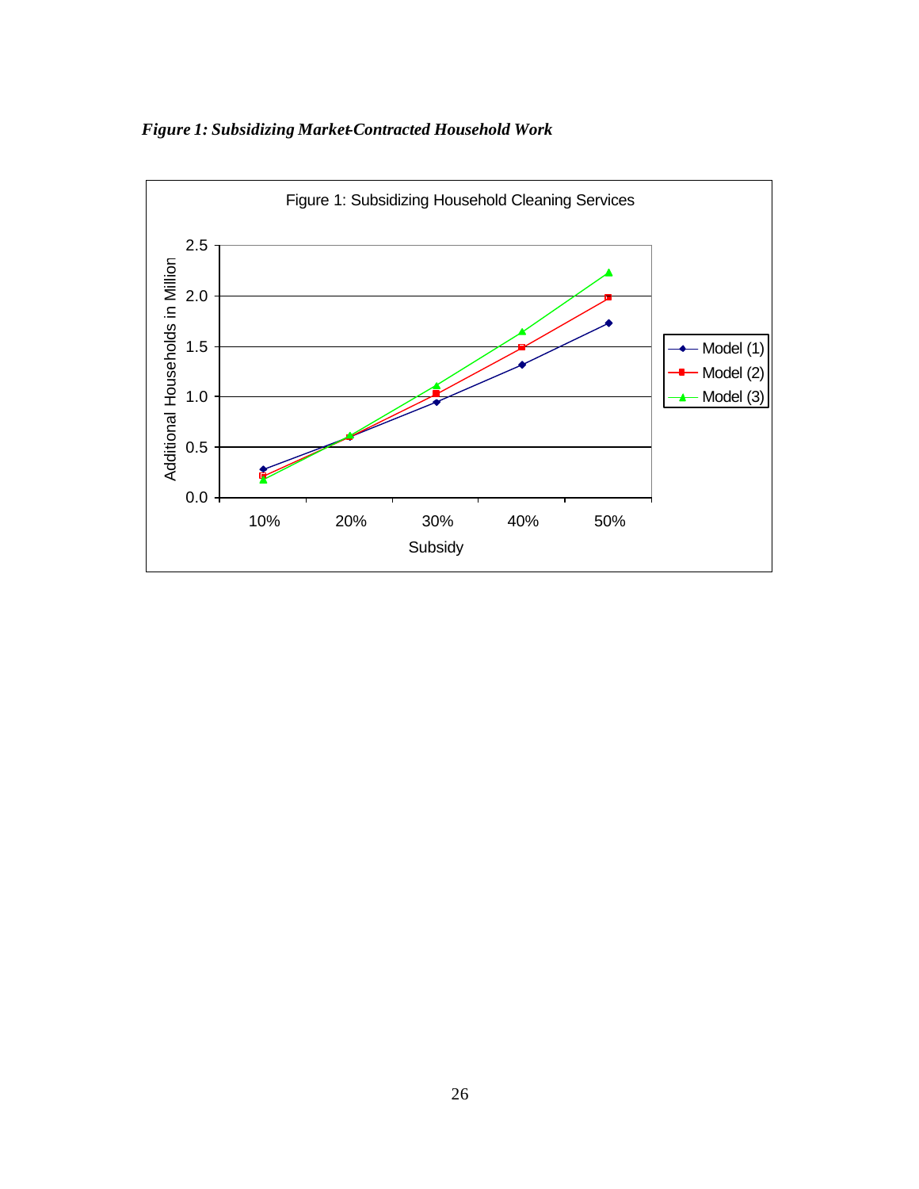***Figure 1: Subsidizing Market-Contracted Household Work***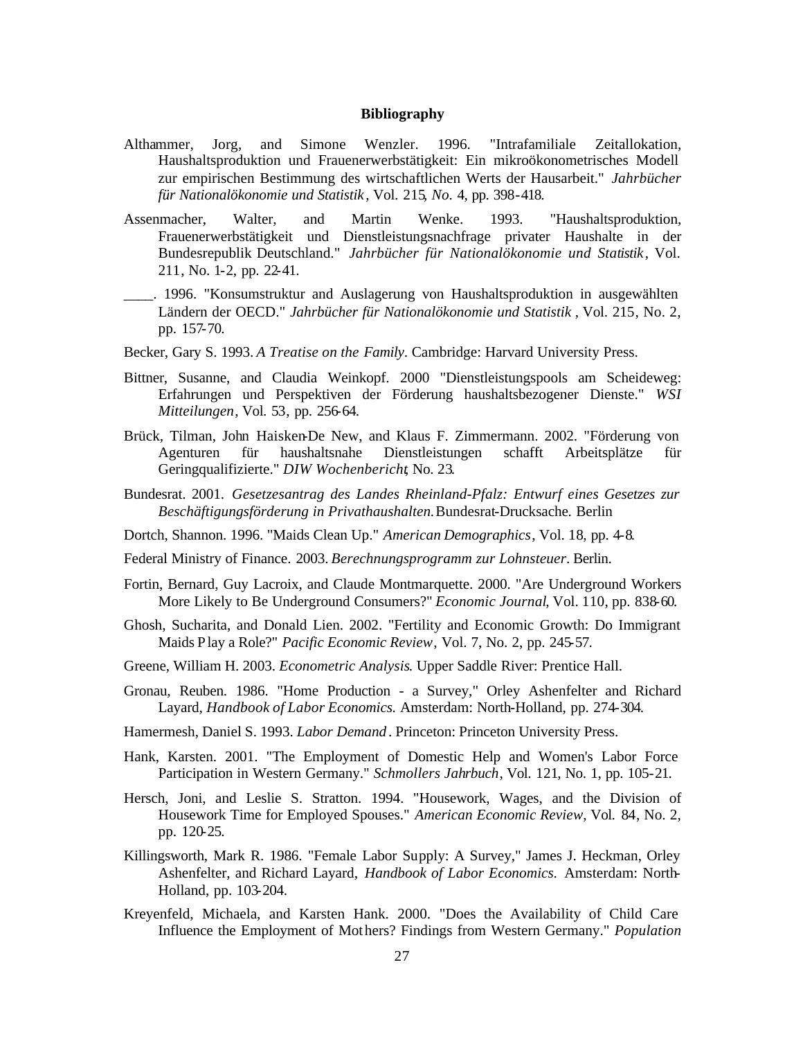**Bibliography**

Althammer, Jorg, and Simone Wenzler. 1996. "Intrafamiliale Zeitallokation, Haushaltsproduktion und Frauenerwerbstätigkeit: Ein mikroökonometrisches Modell zur empirischen Bestimmung des wirtschaftlichen Werts der Hausarbeit." *Jahrbücher für Nationalökonomie und Statistik*, Vol. 215, *No.* 4, pp. 398-418.

Assenmacher, Walter, and Martin Wenke. 1993. "Haushaltsproduktion, Frauenerwerbstätigkeit und Dienstleistungsnachfrage privater Haushalte in der Bundesrepublik Deutschland." *Jahrbücher für Nationalökonomie und Statistik*, Vol. 211, No. 1-2, pp. 22-41.

____. 1996. "Konsumstruktur and Auslagerung von Haushaltsproduktion in ausgewählten Ländern der OECD." *Jahrbücher für Nationalökonomie und Statistik*, Vol. 215, No. 2, pp. 157-70.

Becker, Gary S. 1993. *A Treatise on the Family*. Cambridge: Harvard University Press.

Bittner, Susanne, and Claudia Weinkopf. 2000 "Dienstleistungspools am Scheideweg: Erfahrungen und Perspektiven der Förderung haushaltsbezogener Dienste." *WSI Mitteilungen*, Vol. 53, pp. 256-64.

Brück, Tilman, John Haisken-De New, and Klaus F. Zimmermann. 2002. "Förderung von Agenturen für haushaltsnahe Dienstleistungen schafft Arbeitsplätze für Geringqualifizierte." *DIW Wochenbericht*, No. 23.

Bundesrat. 2001. *Gesetzesantrag des Landes Rheinland-Pfalz: Entwurf eines Gesetzes zur Beschäftigungsförderung in Privathaushalten.* Bundesrat-Drucksache. Berlin

Dortch, Shannon. 1996. "Maids Clean Up." *American Demographics*, Vol. 18, pp. 4-8.

Federal Ministry of Finance. 2003. *Berechnungsprogramm zur Lohnsteuer*. Berlin.

Fortin, Bernard, Guy Lacroix, and Claude Montmarquette. 2000. "Are Underground Workers More Likely to Be Underground Consumers?" *Economic Journal*, Vol. 110, pp. 838-60.

Ghosh, Sucharita, and Donald Lien. 2002. "Fertility and Economic Growth: Do Immigrant Maids Play a Role?" *Pacific Economic Review*, Vol. 7, No. 2, pp. 245-57.

Greene, William H. 2003. *Econometric Analysis*. Upper Saddle River: Prentice Hall.

Gronau, Reuben. 1986. "Home Production - a Survey," Orley Ashenfelter and Richard Layard, *Handbook of Labor Economics.* Amsterdam: North-Holland, pp. 274-304.

Hamermesh, Daniel S. 1993. *Labor Demand*. Princeton: Princeton University Press.

Hank, Karsten. 2001. "The Employment of Domestic Help and Women's Labor Force Participation in Western Germany." *Schmollers Jahrbuch*, Vol. 121, No. 1, pp. 105-21.

Hersch, Joni, and Leslie S. Stratton. 1994. "Housework, Wages, and the Division of Housework Time for Employed Spouses." *American Economic Review*, Vol. 84, No. 2, pp. 120-25.

Killingsworth, Mark R. 1986. "Female Labor Supply: A Survey," James J. Heckman, Orley Ashenfelter, and Richard Layard, *Handbook of Labor Economics.* Amsterdam: North-Holland, pp. 103-204.

Kreyenfeld, Michaela, and Karsten Hank. 2000. "Does the Availability of Child Care Influence the Employment of Mothers? Findings from Western Germany." *Population*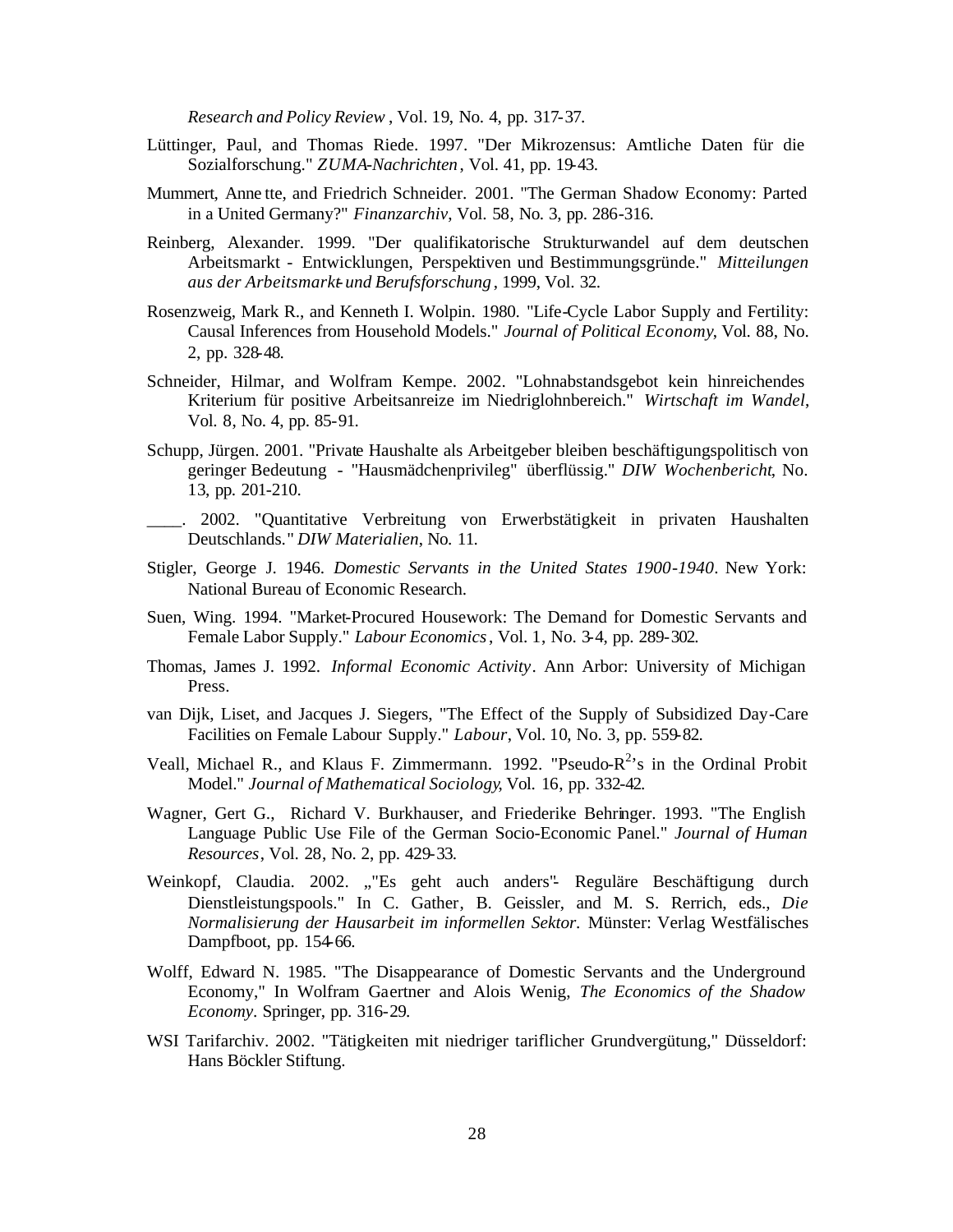*Research and Policy Review*, Vol. 19, No. 4, pp. 317-37.

Lüttinger, Paul, and Thomas Riede. 1997. "Der Mikrozensus: Amtliche Daten für die Sozialforschung." *ZUMA-Nachrichten*, Vol. 41, pp. 19-43.

Mummert, Annette, and Friedrich Schneider. 2001. "The German Shadow Economy: Parted in a United Germany?" *Finanzarchiv*, Vol. 58, No. 3, pp. 286-316.

Reinberg, Alexander. 1999. "Der qualifikatorische Strukturwandel auf dem deutschen Arbeitsmarkt - Entwicklungen, Perspektiven und Bestimmungsgründe." *Mitteilungen aus der Arbeitsmarkt- und Berufsforschung*, 1999, Vol. 32.

Rosenzweig, Mark R., and Kenneth I. Wolpin. 1980. "Life-Cycle Labor Supply and Fertility: Causal Inferences from Household Models." *Journal of Political Economy*, Vol. 88, No. 2, pp. 328-48.

Schneider, Hilmar, and Wolfram Kempe. 2002. "Lohnabstandsgebot kein hinreichendes Kriterium für positive Arbeitsanreize im Niedriglohnbereich." *Wirtschaft im Wandel*, Vol. 8, No. 4, pp. 85-91.

Schupp, Jürgen. 2001. "Private Haushalte als Arbeitgeber bleiben beschäftigungspolitisch von geringer Bedeutung - "Hausmädchenprivileg" überflüssig." *DIW Wochenbericht*, No. 13, pp. 201-210.

____. 2002. "Quantitative Verbreitung von Erwerbstätigkeit in privaten Haushalten Deutschlands." *DIW Materialien*, No. 11.

Stigler, George J. 1946. *Domestic Servants in the United States 1900-1940*. New York: National Bureau of Economic Research.

Suen, Wing. 1994. "Market-Procured Housework: The Demand for Domestic Servants and Female Labor Supply." *Labour Economics*, Vol. 1, No. 3-4, pp. 289-302.

Thomas, James J. 1992. *Informal Economic Activity*. Ann Arbor: University of Michigan Press.

van Dijk, Liset, and Jacques J. Siegers, "The Effect of the Supply of Subsidized Day-Care Facilities on Female Labour Supply." *Labour*, Vol. 10, No. 3, pp. 559-82.

Veall, Michael R., and Klaus F. Zimmermann. 1992. "Pseudo-$R^2$'s in the Ordinal Probit Model." *Journal of Mathematical Sociology*, Vol. 16, pp. 332-42.

Wagner, Gert G., Richard V. Burkhauser, and Friederike Behringer. 1993. "The English Language Public Use File of the German Socio-Economic Panel." *Journal of Human Resources*, Vol. 28, No. 2, pp. 429-33.

Weinkopf, Claudia. 2002. „"Es geht auch anders"- Reguläre Beschäftigung durch Dienstleistungspools." In C. Gather, B. Geissler, and M. S. Rerrich, eds., *Die Normalisierung der Hausarbeit im informellen Sektor.* Münster: Verlag Westfälisches Dampfboot, pp. 154-66.

Wolff, Edward N. 1985. "The Disappearance of Domestic Servants and the Underground Economy," In Wolfram Gaertner and Alois Wenig, *The Economics of the Shadow Economy*. Springer, pp. 316-29.

WSI Tarifarchiv. 2002. "Tätigkeiten mit niedriger tariflicher Grundvergütung," Düsseldorf: Hans Böckler Stiftung.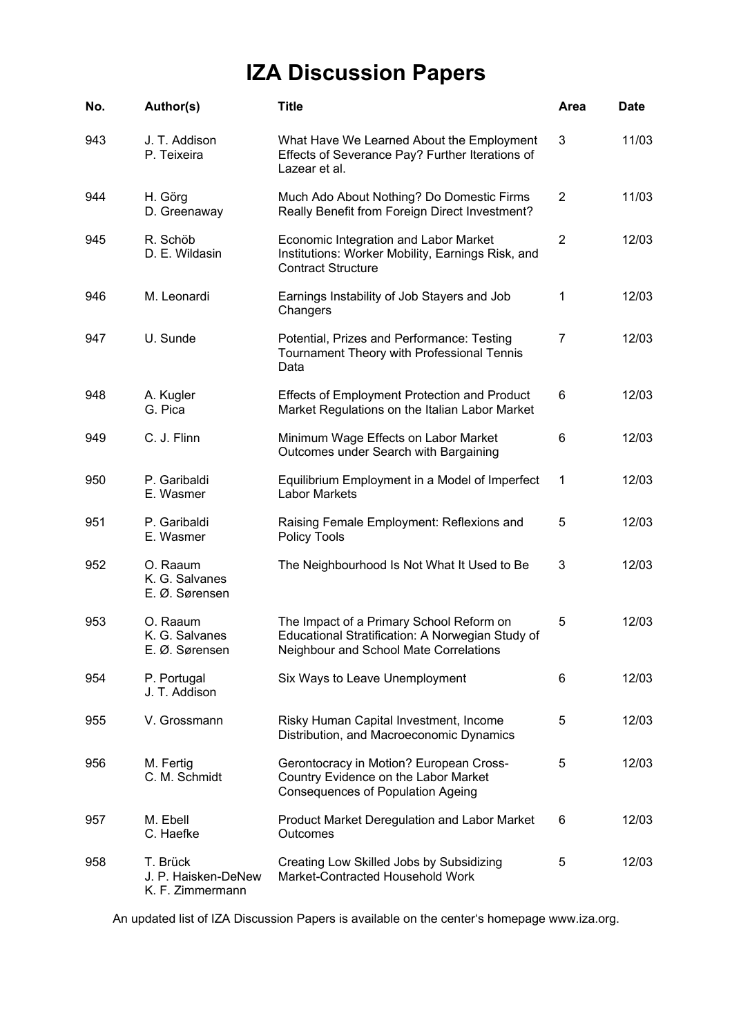# IZA Discussion Papers

| No. | Author(s) | Title | Area | Date |
| --- | --- | --- | --- | --- |
| 943 | J. T. Addison<br>P. Teixeira | What Have We Learned About the Employment Effects of Severance Pay? Further Iterations of Lazear et al. | 3 | 11/03 |
| 944 | H. Görg<br>D. Greenaway | Much Ado About Nothing? Do Domestic Firms Really Benefit from Foreign Direct Investment? | 2 | 11/03 |
| 945 | R. Schöb<br>D. E. Wildasin | Economic Integration and Labor Market Institutions: Worker Mobility, Earnings Risk, and Contract Structure | 2 | 12/03 |
| 946 | M. Leonardi | Earnings Instability of Job Stayers and Job Changers | 1 | 12/03 |
| 947 | U. Sunde | Potential, Prizes and Performance: Testing Tournament Theory with Professional Tennis Data | 7 | 12/03 |
| 948 | A. Kugler<br>G. Pica | Effects of Employment Protection and Product Market Regulations on the Italian Labor Market | 6 | 12/03 |
| 949 | C. J. Flinn | Minimum Wage Effects on Labor Market Outcomes under Search with Bargaining | 6 | 12/03 |
| 950 | P. Garibaldi<br>E. Wasmer | Equilibrium Employment in a Model of Imperfect Labor Markets | 1 | 12/03 |
| 951 | P. Garibaldi<br>E. Wasmer | Raising Female Employment: Reflexions and Policy Tools | 5 | 12/03 |
| 952 | O. Raaum<br>K. G. Salvanes<br>E. Ø. Sørensen | The Neighbourhood Is Not What It Used to Be | 3 | 12/03 |
| 953 | O. Raaum<br>K. G. Salvanes<br>E. Ø. Sørensen | The Impact of a Primary School Reform on Educational Stratification: A Norwegian Study of Neighbour and School Mate Correlations | 5 | 12/03 |
| 954 | P. Portugal<br>J. T. Addison | Six Ways to Leave Unemployment | 6 | 12/03 |
| 955 | V. Grossmann | Risky Human Capital Investment, Income Distribution, and Macroeconomic Dynamics | 5 | 12/03 |
| 956 | M. Fertig<br>C. M. Schmidt | Gerontocracy in Motion? European Cross-Country Evidence on the Labor Market Consequences of Population Ageing | 5 | 12/03 |
| 957 | M. Ebell<br>C. Haefke | Product Market Deregulation and Labor Market Outcomes | 6 | 12/03 |
| 958 | T. Brück<br>J. P. Haisken-DeNew<br>K. F. Zimmermann | Creating Low Skilled Jobs by Subsidizing Market-Contracted Household Work | 5 | 12/03 |

An updated list of IZA Discussion Papers is available on the center's homepage www.iza.org.